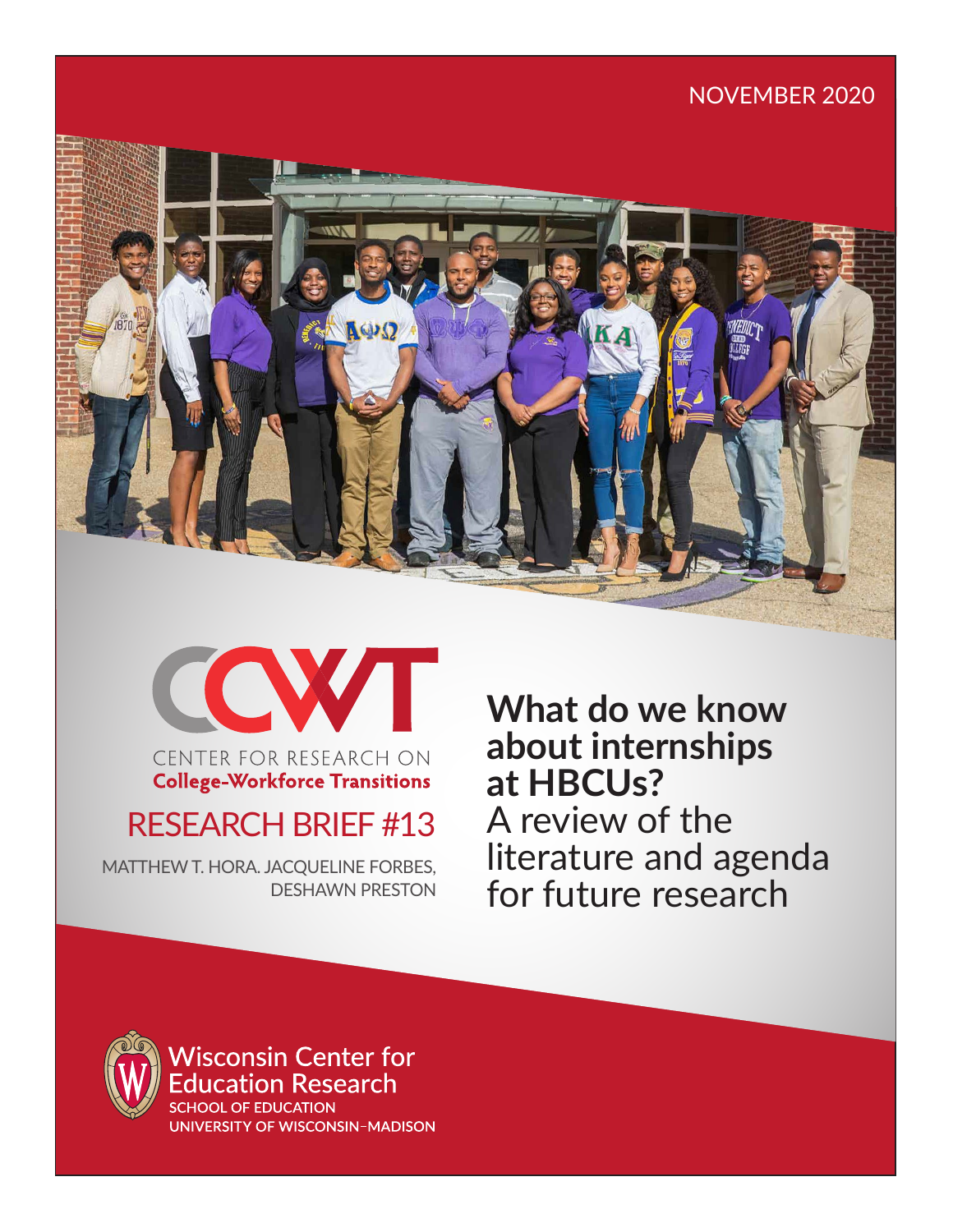NOVEMBER 2020

CCWT

CENTER FOR RESEARCH ON
**College-Workforce Transitions**

RESEARCH BRIEF #13

MATTHEW T. HORA. JACQUELINE FORBES, DESHAWN PRESTON

# What do we know about internships at HBCUs?

## A review of the literature and agenda for future research

Wisconsin Center for Education Research
SCHOOL OF EDUCATION
UNIVERSITY OF WISCONSIN–MADISON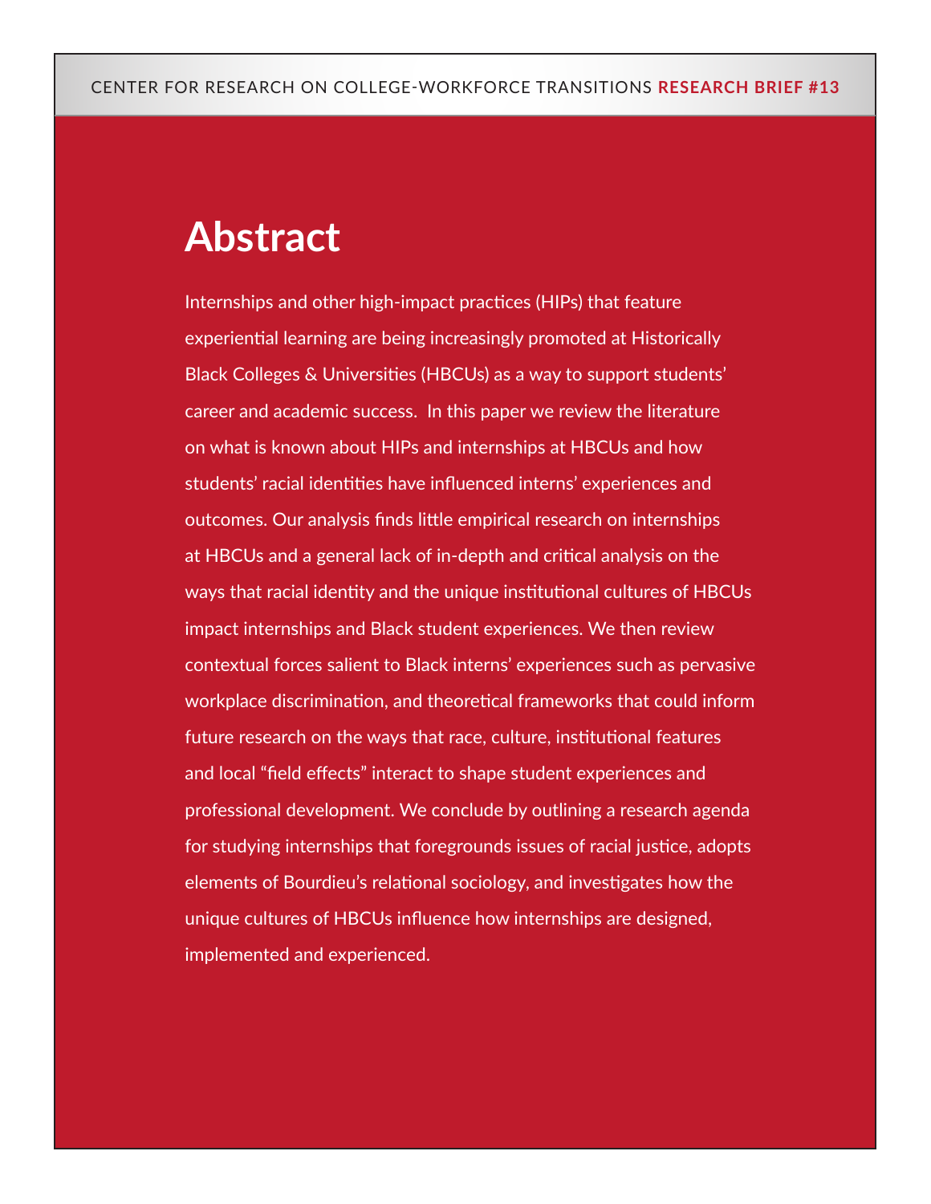# Abstract

Internships and other high-impact practices (HIPs) that feature experiential learning are being increasingly promoted at Historically Black Colleges & Universities (HBCUs) as a way to support students' career and academic success. In this paper we review the literature on what is known about HIPs and internships at HBCUs and how students' racial identities have influenced interns' experiences and outcomes. Our analysis finds little empirical research on internships at HBCUs and a general lack of in-depth and critical analysis on the ways that racial identity and the unique institutional cultures of HBCUs impact internships and Black student experiences. We then review contextual forces salient to Black interns' experiences such as pervasive workplace discrimination, and theoretical frameworks that could inform future research on the ways that race, culture, institutional features and local "field effects" interact to shape student experiences and professional development. We conclude by outlining a research agenda for studying internships that foregrounds issues of racial justice, adopts elements of Bourdieu's relational sociology, and investigates how the unique cultures of HBCUs influence how internships are designed, implemented and experienced.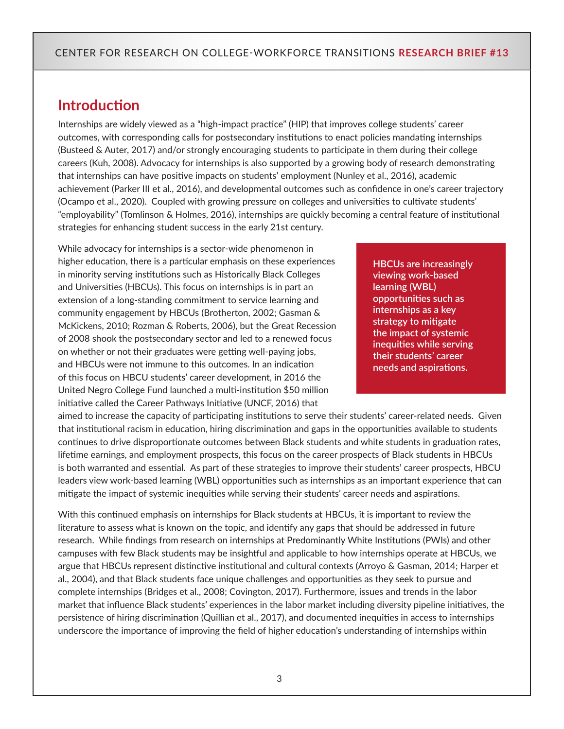## Introduction

Internships are widely viewed as a "high-impact practice" (HIP) that improves college students' career outcomes, with corresponding calls for postsecondary institutions to enact policies mandating internships (Busteed & Auter, 2017) and/or strongly encouraging students to participate in them during their college careers (Kuh, 2008). Advocacy for internships is also supported by a growing body of research demonstrating that internships can have positive impacts on students' employment (Nunley et al., 2016), academic achievement (Parker III et al., 2016), and developmental outcomes such as confidence in one's career trajectory (Ocampo et al., 2020). Coupled with growing pressure on colleges and universities to cultivate students' "employability" (Tomlinson & Holmes, 2016), internships are quickly becoming a central feature of institutional strategies for enhancing student success in the early 21st century.

While advocacy for internships is a sector-wide phenomenon in higher education, there is a particular emphasis on these experiences in minority serving institutions such as Historically Black Colleges and Universities (HBCUs). This focus on internships is in part an extension of a long-standing commitment to service learning and community engagement by HBCUs (Brotherton, 2002; Gasman & McKickens, 2010; Rozman & Roberts, 2006), but the Great Recession of 2008 shook the postsecondary sector and led to a renewed focus on whether or not their graduates were getting well-paying jobs, and HBCUs were not immune to this outcomes. In an indication of this focus on HBCU students' career development, in 2016 the United Negro College Fund launched a multi-institution $50 million initiative called the Career Pathways Initiative (UNCF, 2016) that aimed to increase the capacity of participating institutions to serve their students' career-related needs. Given that institutional racism in education, hiring discrimination and gaps in the opportunities available to students continues to drive disproportionate outcomes between Black students and white students in graduation rates, lifetime earnings, and employment prospects, this focus on the career prospects of Black students in HBCUs is both warranted and essential. As part of these strategies to improve their students' career prospects, HBCU leaders view work-based learning (WBL) opportunities such as internships as an important experience that can mitigate the impact of systemic inequities while serving their students' career needs and aspirations.

> **HBCUs are increasingly viewing work-based learning (WBL) opportunities such as internships as a key strategy to mitigate the impact of systemic inequities while serving their students' career needs and aspirations.**

With this continued emphasis on internships for Black students at HBCUs, it is important to review the literature to assess what is known on the topic, and identify any gaps that should be addressed in future research. While findings from research on internships at Predominantly White Institutions (PWIs) and other campuses with few Black students may be insightful and applicable to how internships operate at HBCUs, we argue that HBCUs represent distinctive institutional and cultural contexts (Arroyo & Gasman, 2014; Harper et al., 2004), and that Black students face unique challenges and opportunities as they seek to pursue and complete internships (Bridges et al., 2008; Covington, 2017). Furthermore, issues and trends in the labor market that influence Black students' experiences in the labor market including diversity pipeline initiatives, the persistence of hiring discrimination (Quillian et al., 2017), and documented inequities in access to internships underscore the importance of improving the field of higher education's understanding of internships within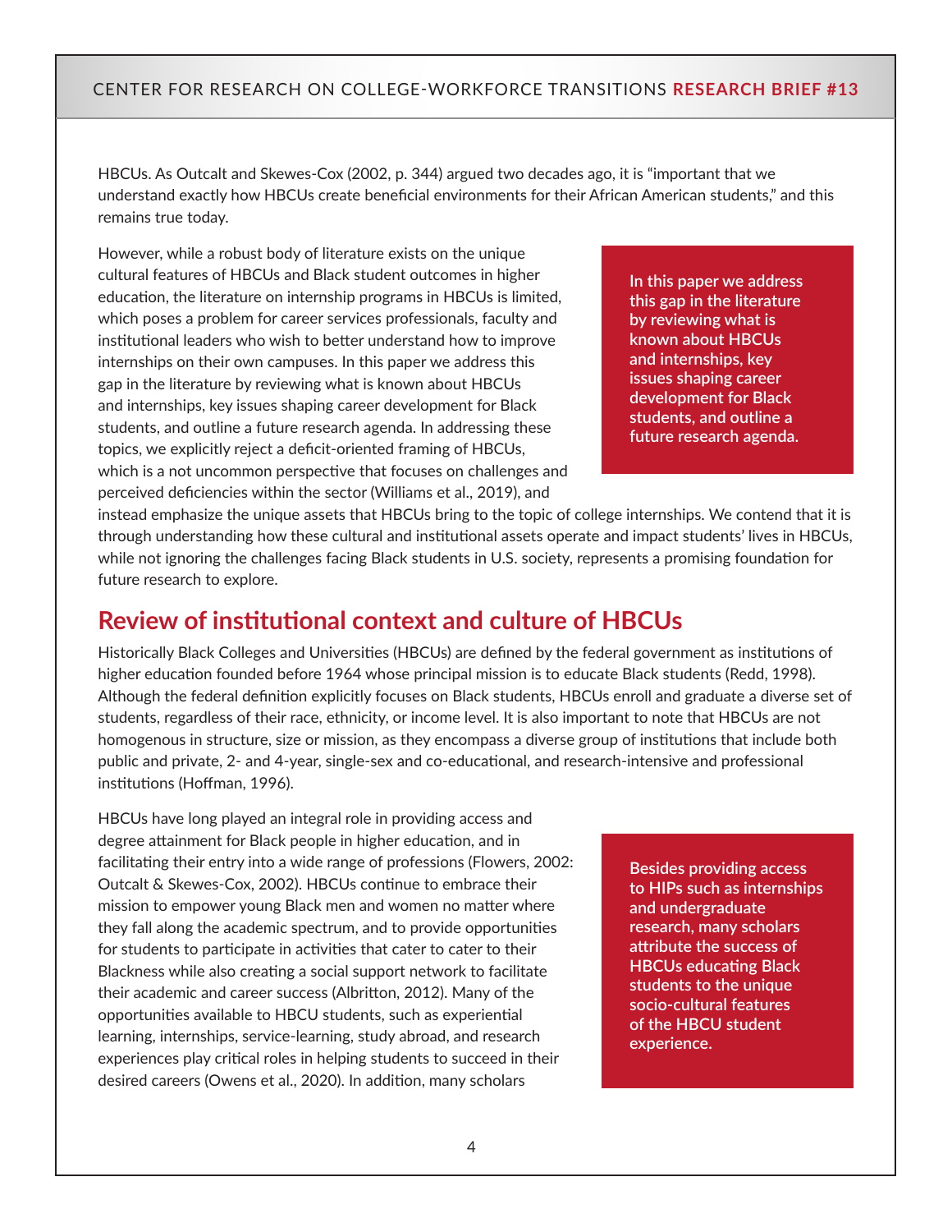HBCUs. As Outcalt and Skewes-Cox (2002, p. 344) argued two decades ago, it is "important that we understand exactly how HBCUs create beneficial environments for their African American students," and this remains true today.

However, while a robust body of literature exists on the unique cultural features of HBCUs and Black student outcomes in higher education, the literature on internship programs in HBCUs is limited, which poses a problem for career services professionals, faculty and institutional leaders who wish to better understand how to improve internships on their own campuses. In this paper we address this gap in the literature by reviewing what is known about HBCUs and internships, key issues shaping career development for Black students, and outline a future research agenda. In addressing these topics, we explicitly reject a deficit-oriented framing of HBCUs, which is a not uncommon perspective that focuses on challenges and perceived deficiencies within the sector (Williams et al., 2019), and instead emphasize the unique assets that HBCUs bring to the topic of college internships. We contend that it is through understanding how these cultural and institutional assets operate and impact students' lives in HBCUs, while not ignoring the challenges facing Black students in U.S. society, represents a promising foundation for future research to explore.

> **In this paper we address this gap in the literature by reviewing what is known about HBCUs and internships, key issues shaping career development for Black students, and outline a future research agenda.**

## Review of institutional context and culture of HBCUs

Historically Black Colleges and Universities (HBCUs) are defined by the federal government as institutions of higher education founded before 1964 whose principal mission is to educate Black students (Redd, 1998). Although the federal definition explicitly focuses on Black students, HBCUs enroll and graduate a diverse set of students, regardless of their race, ethnicity, or income level. It is also important to note that HBCUs are not homogenous in structure, size or mission, as they encompass a diverse group of institutions that include both public and private, 2- and 4-year, single-sex and co-educational, and research-intensive and professional institutions (Hoffman, 1996).

HBCUs have long played an integral role in providing access and degree attainment for Black people in higher education, and in facilitating their entry into a wide range of professions (Flowers, 2002: Outcalt & Skewes-Cox, 2002). HBCUs continue to embrace their mission to empower young Black men and women no matter where they fall along the academic spectrum, and to provide opportunities for students to participate in activities that cater to cater to their Blackness while also creating a social support network to facilitate their academic and career success (Albritton, 2012). Many of the opportunities available to HBCU students, such as experiential learning, internships, service-learning, study abroad, and research experiences play critical roles in helping students to succeed in their desired careers (Owens et al., 2020). In addition, many scholars

> **Besides providing access to HIPs such as internships and undergraduate research, many scholars attribute the success of HBCUs educating Black students to the unique socio-cultural features of the HBCU student experience.**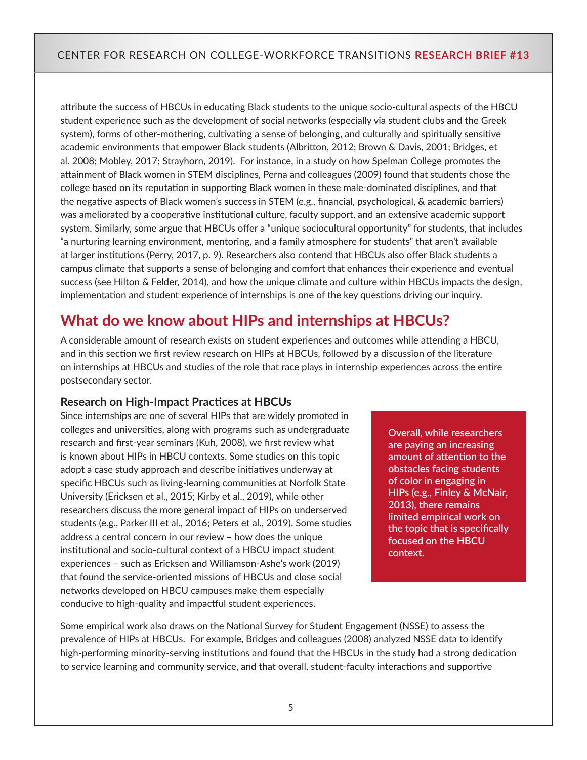attribute the success of HBCUs in educating Black students to the unique socio-cultural aspects of the HBCU student experience such as the development of social networks (especially via student clubs and the Greek system), forms of other-mothering, cultivating a sense of belonging, and culturally and spiritually sensitive academic environments that empower Black students (Albritton, 2012; Brown & Davis, 2001; Bridges, et al. 2008; Mobley, 2017; Strayhorn, 2019). For instance, in a study on how Spelman College promotes the attainment of Black women in STEM disciplines, Perna and colleagues (2009) found that students chose the college based on its reputation in supporting Black women in these male-dominated disciplines, and that the negative aspects of Black women's success in STEM (e.g., financial, psychological, & academic barriers) was ameliorated by a cooperative institutional culture, faculty support, and an extensive academic support system. Similarly, some argue that HBCUs offer a "unique sociocultural opportunity" for students, that includes "a nurturing learning environment, mentoring, and a family atmosphere for students" that aren't available at larger institutions (Perry, 2017, p. 9). Researchers also contend that HBCUs also offer Black students a campus climate that supports a sense of belonging and comfort that enhances their experience and eventual success (see Hilton & Felder, 2014), and how the unique climate and culture within HBCUs impacts the design, implementation and student experience of internships is one of the key questions driving our inquiry.

## What do we know about HIPs and internships at HBCUs?

A considerable amount of research exists on student experiences and outcomes while attending a HBCU, and in this section we first review research on HIPs at HBCUs, followed by a discussion of the literature on internships at HBCUs and studies of the role that race plays in internship experiences across the entire postsecondary sector.

### Research on High-Impact Practices at HBCUs

Since internships are one of several HIPs that are widely promoted in colleges and universities, along with programs such as undergraduate research and first-year seminars (Kuh, 2008), we first review what is known about HIPs in HBCU contexts. Some studies on this topic adopt a case study approach and describe initiatives underway at specific HBCUs such as living-learning communities at Norfolk State University (Ericksen et al., 2015; Kirby et al., 2019), while other researchers discuss the more general impact of HIPs on underserved students (e.g., Parker III et al., 2016; Peters et al., 2019). Some studies address a central concern in our review – how does the unique institutional and socio-cultural context of a HBCU impact student experiences – such as Ericksen and Williamson-Ashe's work (2019) that found the service-oriented missions of HBCUs and close social networks developed on HBCU campuses make them especially conducive to high-quality and impactful student experiences.

**Overall, while researchers are paying an increasing amount of attention to the obstacles facing students of color in engaging in HIPs (e.g., Finley & McNair, 2013), there remains limited empirical work on the topic that is specifically focused on the HBCU context.**

Some empirical work also draws on the National Survey for Student Engagement (NSSE) to assess the prevalence of HIPs at HBCUs. For example, Bridges and colleagues (2008) analyzed NSSE data to identify high-performing minority-serving institutions and found that the HBCUs in the study had a strong dedication to service learning and community service, and that overall, student-faculty interactions and supportive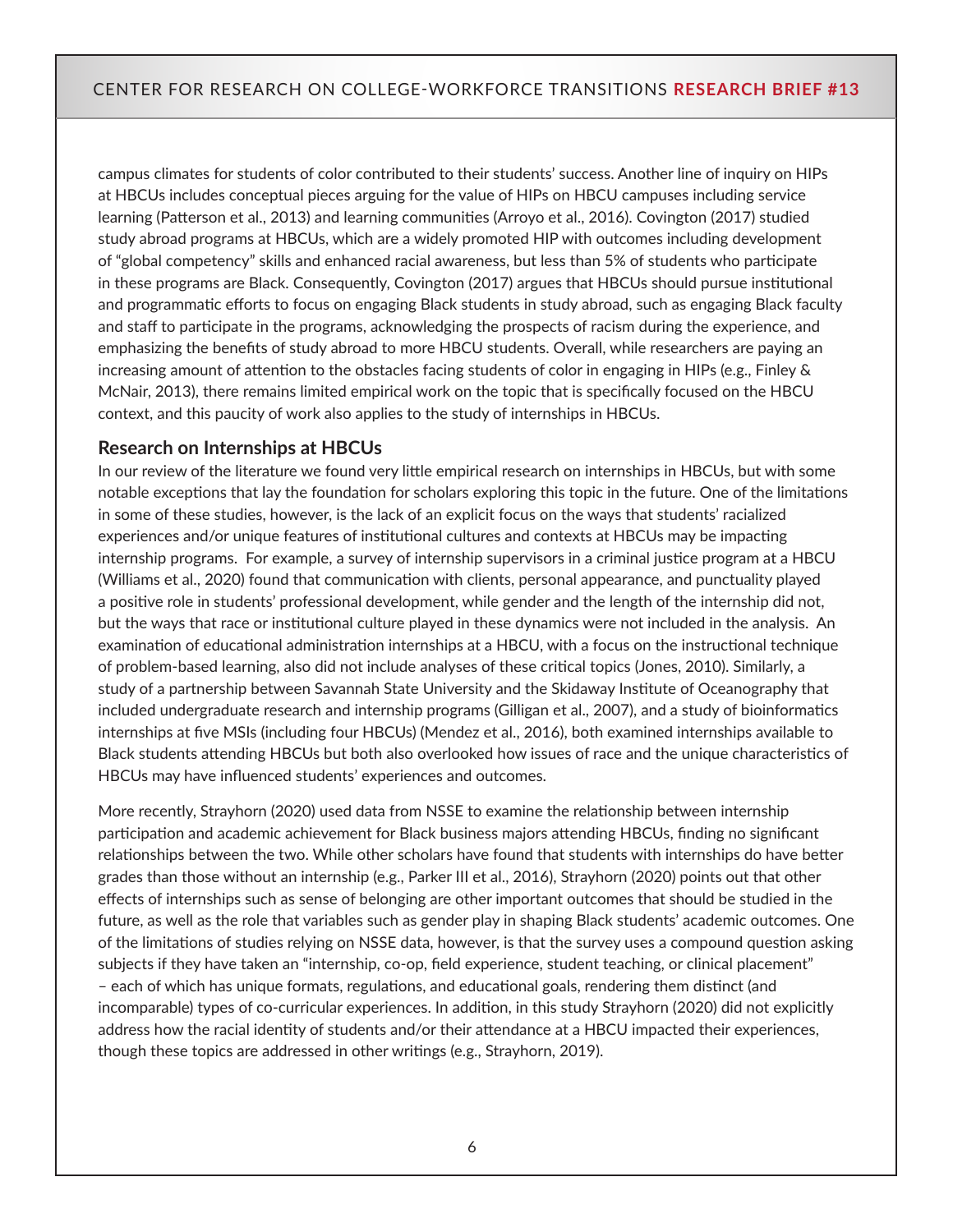campus climates for students of color contributed to their students' success. Another line of inquiry on HIPs at HBCUs includes conceptual pieces arguing for the value of HIPs on HBCU campuses including service learning (Patterson et al., 2013) and learning communities (Arroyo et al., 2016). Covington (2017) studied study abroad programs at HBCUs, which are a widely promoted HIP with outcomes including development of "global competency" skills and enhanced racial awareness, but less than 5% of students who participate in these programs are Black. Consequently, Covington (2017) argues that HBCUs should pursue institutional and programmatic efforts to focus on engaging Black students in study abroad, such as engaging Black faculty and staff to participate in the programs, acknowledging the prospects of racism during the experience, and emphasizing the benefits of study abroad to more HBCU students. Overall, while researchers are paying an increasing amount of attention to the obstacles facing students of color in engaging in HIPs (e.g., Finley & McNair, 2013), there remains limited empirical work on the topic that is specifically focused on the HBCU context, and this paucity of work also applies to the study of internships in HBCUs.

### Research on Internships at HBCUs

In our review of the literature we found very little empirical research on internships in HBCUs, but with some notable exceptions that lay the foundation for scholars exploring this topic in the future. One of the limitations in some of these studies, however, is the lack of an explicit focus on the ways that students' racialized experiences and/or unique features of institutional cultures and contexts at HBCUs may be impacting internship programs. For example, a survey of internship supervisors in a criminal justice program at a HBCU (Williams et al., 2020) found that communication with clients, personal appearance, and punctuality played a positive role in students' professional development, while gender and the length of the internship did not, but the ways that race or institutional culture played in these dynamics were not included in the analysis. An examination of educational administration internships at a HBCU, with a focus on the instructional technique of problem-based learning, also did not include analyses of these critical topics (Jones, 2010). Similarly, a study of a partnership between Savannah State University and the Skidaway Institute of Oceanography that included undergraduate research and internship programs (Gilligan et al., 2007), and a study of bioinformatics internships at five MSIs (including four HBCUs) (Mendez et al., 2016), both examined internships available to Black students attending HBCUs but both also overlooked how issues of race and the unique characteristics of HBCUs may have influenced students' experiences and outcomes.

More recently, Strayhorn (2020) used data from NSSE to examine the relationship between internship participation and academic achievement for Black business majors attending HBCUs, finding no significant relationships between the two. While other scholars have found that students with internships do have better grades than those without an internship (e.g., Parker III et al., 2016), Strayhorn (2020) points out that other effects of internships such as sense of belonging are other important outcomes that should be studied in the future, as well as the role that variables such as gender play in shaping Black students' academic outcomes. One of the limitations of studies relying on NSSE data, however, is that the survey uses a compound question asking subjects if they have taken an "internship, co-op, field experience, student teaching, or clinical placement" – each of which has unique formats, regulations, and educational goals, rendering them distinct (and incomparable) types of co-curricular experiences. In addition, in this study Strayhorn (2020) did not explicitly address how the racial identity of students and/or their attendance at a HBCU impacted their experiences, though these topics are addressed in other writings (e.g., Strayhorn, 2019).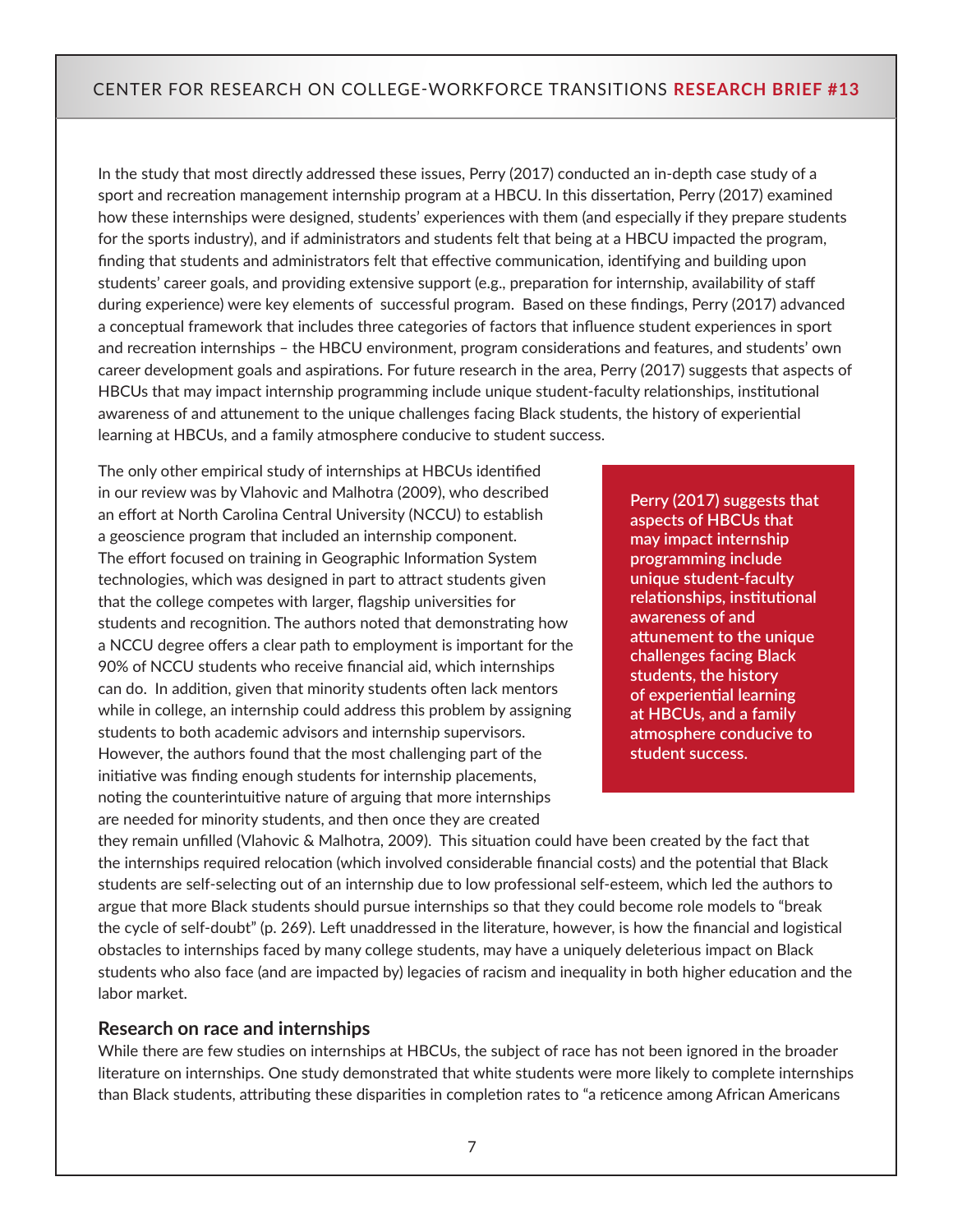In the study that most directly addressed these issues, Perry (2017) conducted an in-depth case study of a sport and recreation management internship program at a HBCU. In this dissertation, Perry (2017) examined how these internships were designed, students' experiences with them (and especially if they prepare students for the sports industry), and if administrators and students felt that being at a HBCU impacted the program, finding that students and administrators felt that effective communication, identifying and building upon students' career goals, and providing extensive support (e.g., preparation for internship, availability of staff during experience) were key elements of successful program. Based on these findings, Perry (2017) advanced a conceptual framework that includes three categories of factors that influence student experiences in sport and recreation internships – the HBCU environment, program considerations and features, and students' own career development goals and aspirations. For future research in the area, Perry (2017) suggests that aspects of HBCUs that may impact internship programming include unique student-faculty relationships, institutional awareness of and attunement to the unique challenges facing Black students, the history of experiential learning at HBCUs, and a family atmosphere conducive to student success.

The only other empirical study of internships at HBCUs identified in our review was by Vlahovic and Malhotra (2009), who described an effort at North Carolina Central University (NCCU) to establish a geoscience program that included an internship component. The effort focused on training in Geographic Information System technologies, which was designed in part to attract students given that the college competes with larger, flagship universities for students and recognition. The authors noted that demonstrating how a NCCU degree offers a clear path to employment is important for the 90% of NCCU students who receive financial aid, which internships can do. In addition, given that minority students often lack mentors while in college, an internship could address this problem by assigning students to both academic advisors and internship supervisors. However, the authors found that the most challenging part of the initiative was finding enough students for internship placements, noting the counterintuitive nature of arguing that more internships are needed for minority students, and then once they are created they remain unfilled (Vlahovic & Malhotra, 2009). This situation could have been created by the fact that the internships required relocation (which involved considerable financial costs) and the potential that Black students are self-selecting out of an internship due to low professional self-esteem, which led the authors to argue that more Black students should pursue internships so that they could become role models to "break the cycle of self-doubt" (p. 269). Left unaddressed in the literature, however, is how the financial and logistical obstacles to internships faced by many college students, may have a uniquely deleterious impact on Black students who also face (and are impacted by) legacies of racism and inequality in both higher education and the labor market.

**Perry (2017) suggests that aspects of HBCUs that may impact internship programming include unique student-faculty relationships, institutional awareness of and attunement to the unique challenges facing Black students, the history of experiential learning at HBCUs, and a family atmosphere conducive to student success.**

### Research on race and internships

While there are few studies on internships at HBCUs, the subject of race has not been ignored in the broader literature on internships. One study demonstrated that white students were more likely to complete internships than Black students, attributing these disparities in completion rates to "a reticence among African Americans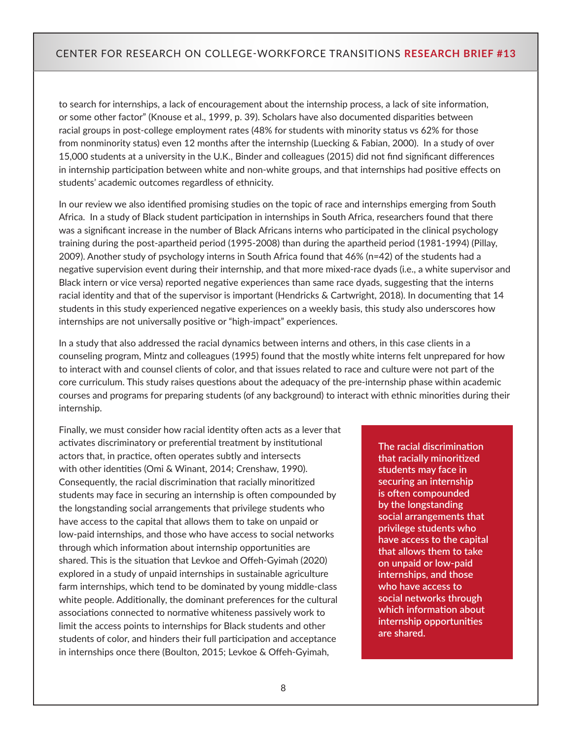to search for internships, a lack of encouragement about the internship process, a lack of site information, or some other factor" (Knouse et al., 1999, p. 39). Scholars have also documented disparities between racial groups in post-college employment rates (48% for students with minority status vs 62% for those from nonminority status) even 12 months after the internship (Luecking & Fabian, 2000). In a study of over 15,000 students at a university in the U.K., Binder and colleagues (2015) did not find significant differences in internship participation between white and non-white groups, and that internships had positive effects on students' academic outcomes regardless of ethnicity.

In our review we also identified promising studies on the topic of race and internships emerging from South Africa. In a study of Black student participation in internships in South Africa, researchers found that there was a significant increase in the number of Black Africans interns who participated in the clinical psychology training during the post-apartheid period (1995-2008) than during the apartheid period (1981-1994) (Pillay, 2009). Another study of psychology interns in South Africa found that 46% (n=42) of the students had a negative supervision event during their internship, and that more mixed-race dyads (i.e., a white supervisor and Black intern or vice versa) reported negative experiences than same race dyads, suggesting that the interns racial identity and that of the supervisor is important (Hendricks & Cartwright, 2018). In documenting that 14 students in this study experienced negative experiences on a weekly basis, this study also underscores how internships are not universally positive or "high-impact" experiences.

In a study that also addressed the racial dynamics between interns and others, in this case clients in a counseling program, Mintz and colleagues (1995) found that the mostly white interns felt unprepared for how to interact with and counsel clients of color, and that issues related to race and culture were not part of the core curriculum. This study raises questions about the adequacy of the pre-internship phase within academic courses and programs for preparing students (of any background) to interact with ethnic minorities during their internship.

Finally, we must consider how racial identity often acts as a lever that activates discriminatory or preferential treatment by institutional actors that, in practice, often operates subtly and intersects with other identities (Omi & Winant, 2014; Crenshaw, 1990). Consequently, the racial discrimination that racially minoritized students may face in securing an internship is often compounded by the longstanding social arrangements that privilege students who have access to the capital that allows them to take on unpaid or low-paid internships, and those who have access to social networks through which information about internship opportunities are shared. This is the situation that Levkoe and Offeh-Gyimah (2020) explored in a study of unpaid internships in sustainable agriculture farm internships, which tend to be dominated by young middle-class white people. Additionally, the dominant preferences for the cultural associations connected to normative whiteness passively work to limit the access points to internships for Black students and other students of color, and hinders their full participation and acceptance in internships once there (Boulton, 2015; Levkoe & Offeh-Gyimah,

**The racial discrimination that racially minoritized students may face in securing an internship is often compounded by the longstanding social arrangements that privilege students who have access to the capital that allows them to take on unpaid or low-paid internships, and those who have access to social networks through which information about internship opportunities are shared.**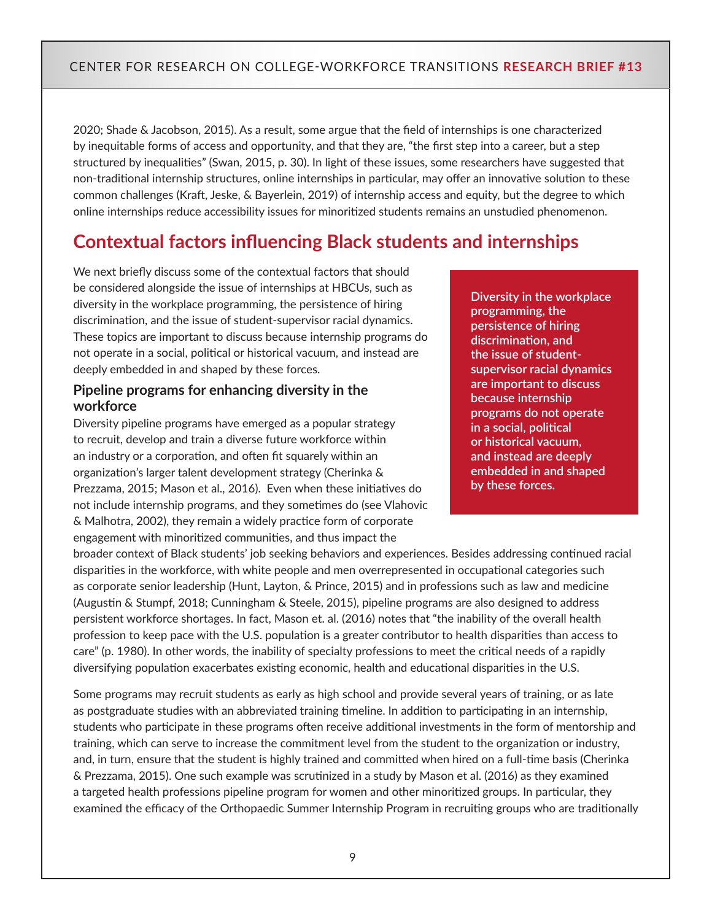2020; Shade & Jacobson, 2015). As a result, some argue that the field of internships is one characterized by inequitable forms of access and opportunity, and that they are, "the first step into a career, but a step structured by inequalities" (Swan, 2015, p. 30). In light of these issues, some researchers have suggested that non-traditional internship structures, online internships in particular, may offer an innovative solution to these common challenges (Kraft, Jeske, & Bayerlein, 2019) of internship access and equity, but the degree to which online internships reduce accessibility issues for minoritized students remains an unstudied phenomenon.

## Contextual factors influencing Black students and internships

We next briefly discuss some of the contextual factors that should be considered alongside the issue of internships at HBCUs, such as diversity in the workplace programming, the persistence of hiring discrimination, and the issue of student-supervisor racial dynamics. These topics are important to discuss because internship programs do not operate in a social, political or historical vacuum, and instead are deeply embedded in and shaped by these forces.

**Diversity in the workplace programming, the persistence of hiring discrimination, and the issue of student-supervisor racial dynamics are important to discuss because internship programs do not operate in a social, political or historical vacuum, and instead are deeply embedded in and shaped by these forces.**

### Pipeline programs for enhancing diversity in the workforce

Diversity pipeline programs have emerged as a popular strategy to recruit, develop and train a diverse future workforce within an industry or a corporation, and often fit squarely within an organization's larger talent development strategy (Cherinka & Prezzama, 2015; Mason et al., 2016). Even when these initiatives do not include internship programs, and they sometimes do (see Vlahovic & Malhotra, 2002), they remain a widely practice form of corporate engagement with minoritized communities, and thus impact the broader context of Black students' job seeking behaviors and experiences. Besides addressing continued racial disparities in the workforce, with white people and men overrepresented in occupational categories such as corporate senior leadership (Hunt, Layton, & Prince, 2015) and in professions such as law and medicine (Augustin & Stumpf, 2018; Cunningham & Steele, 2015), pipeline programs are also designed to address persistent workforce shortages. In fact, Mason et. al. (2016) notes that "the inability of the overall health profession to keep pace with the U.S. population is a greater contributor to health disparities than access to care" (p. 1980). In other words, the inability of specialty professions to meet the critical needs of a rapidly diversifying population exacerbates existing economic, health and educational disparities in the U.S.

Some programs may recruit students as early as high school and provide several years of training, or as late as postgraduate studies with an abbreviated training timeline. In addition to participating in an internship, students who participate in these programs often receive additional investments in the form of mentorship and training, which can serve to increase the commitment level from the student to the organization or industry, and, in turn, ensure that the student is highly trained and committed when hired on a full-time basis (Cherinka & Prezzama, 2015). One such example was scrutinized in a study by Mason et al. (2016) as they examined a targeted health professions pipeline program for women and other minoritized groups. In particular, they examined the efficacy of the Orthopaedic Summer Internship Program in recruiting groups who are traditionally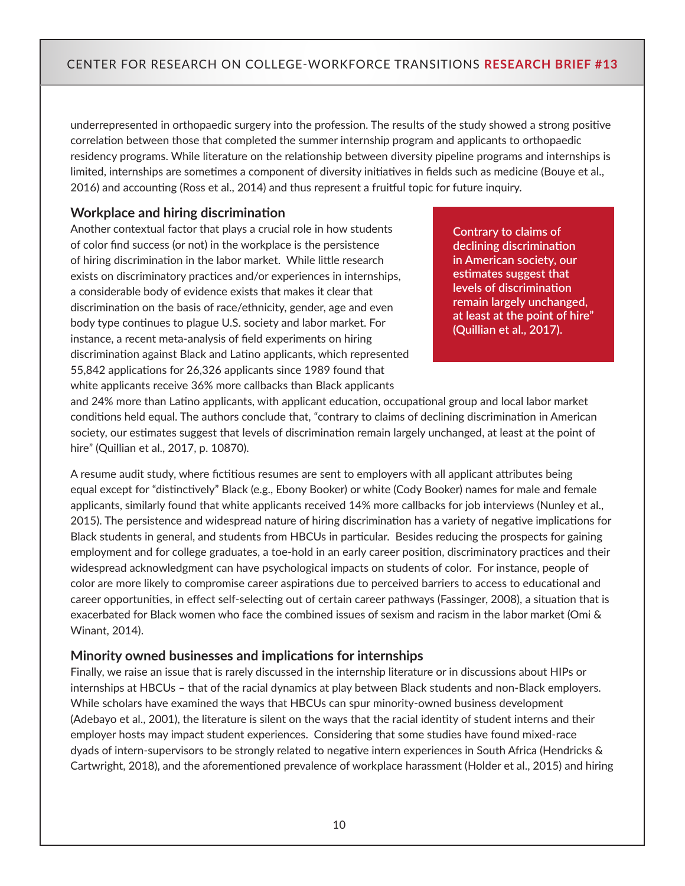underrepresented in orthopaedic surgery into the profession. The results of the study showed a strong positive correlation between those that completed the summer internship program and applicants to orthopaedic residency programs. While literature on the relationship between diversity pipeline programs and internships is limited, internships are sometimes a component of diversity initiatives in fields such as medicine (Bouye et al., 2016) and accounting (Ross et al., 2014) and thus represent a fruitful topic for future inquiry.

### Workplace and hiring discrimination

Another contextual factor that plays a crucial role in how students of color find success (or not) in the workplace is the persistence of hiring discrimination in the labor market. While little research exists on discriminatory practices and/or experiences in internships, a considerable body of evidence exists that makes it clear that discrimination on the basis of race/ethnicity, gender, age and even body type continues to plague U.S. society and labor market. For instance, a recent meta-analysis of field experiments on hiring discrimination against Black and Latino applicants, which represented 55,842 applications for 26,326 applicants since 1989 found that white applicants receive 36% more callbacks than Black applicants and 24% more than Latino applicants, with applicant education, occupational group and local labor market conditions held equal. The authors conclude that, "contrary to claims of declining discrimination in American society, our estimates suggest that levels of discrimination remain largely unchanged, at least at the point of hire" (Quillian et al., 2017, p. 10870).

> **Contrary to claims of declining discrimination in American society, our estimates suggest that levels of discrimination remain largely unchanged, at least at the point of hire" (Quillian et al., 2017).**

A resume audit study, where fictitious resumes are sent to employers with all applicant attributes being equal except for "distinctively" Black (e.g., Ebony Booker) or white (Cody Booker) names for male and female applicants, similarly found that white applicants received 14% more callbacks for job interviews (Nunley et al., 2015). The persistence and widespread nature of hiring discrimination has a variety of negative implications for Black students in general, and students from HBCUs in particular. Besides reducing the prospects for gaining employment and for college graduates, a toe-hold in an early career position, discriminatory practices and their widespread acknowledgment can have psychological impacts on students of color. For instance, people of color are more likely to compromise career aspirations due to perceived barriers to access to educational and career opportunities, in effect self-selecting out of certain career pathways (Fassinger, 2008), a situation that is exacerbated for Black women who face the combined issues of sexism and racism in the labor market (Omi & Winant, 2014).

### Minority owned businesses and implications for internships

Finally, we raise an issue that is rarely discussed in the internship literature or in discussions about HIPs or internships at HBCUs – that of the racial dynamics at play between Black students and non-Black employers. While scholars have examined the ways that HBCUs can spur minority-owned business development (Adebayo et al., 2001), the literature is silent on the ways that the racial identity of student interns and their employer hosts may impact student experiences. Considering that some studies have found mixed-race dyads of intern-supervisors to be strongly related to negative intern experiences in South Africa (Hendricks & Cartwright, 2018), and the aforementioned prevalence of workplace harassment (Holder et al., 2015) and hiring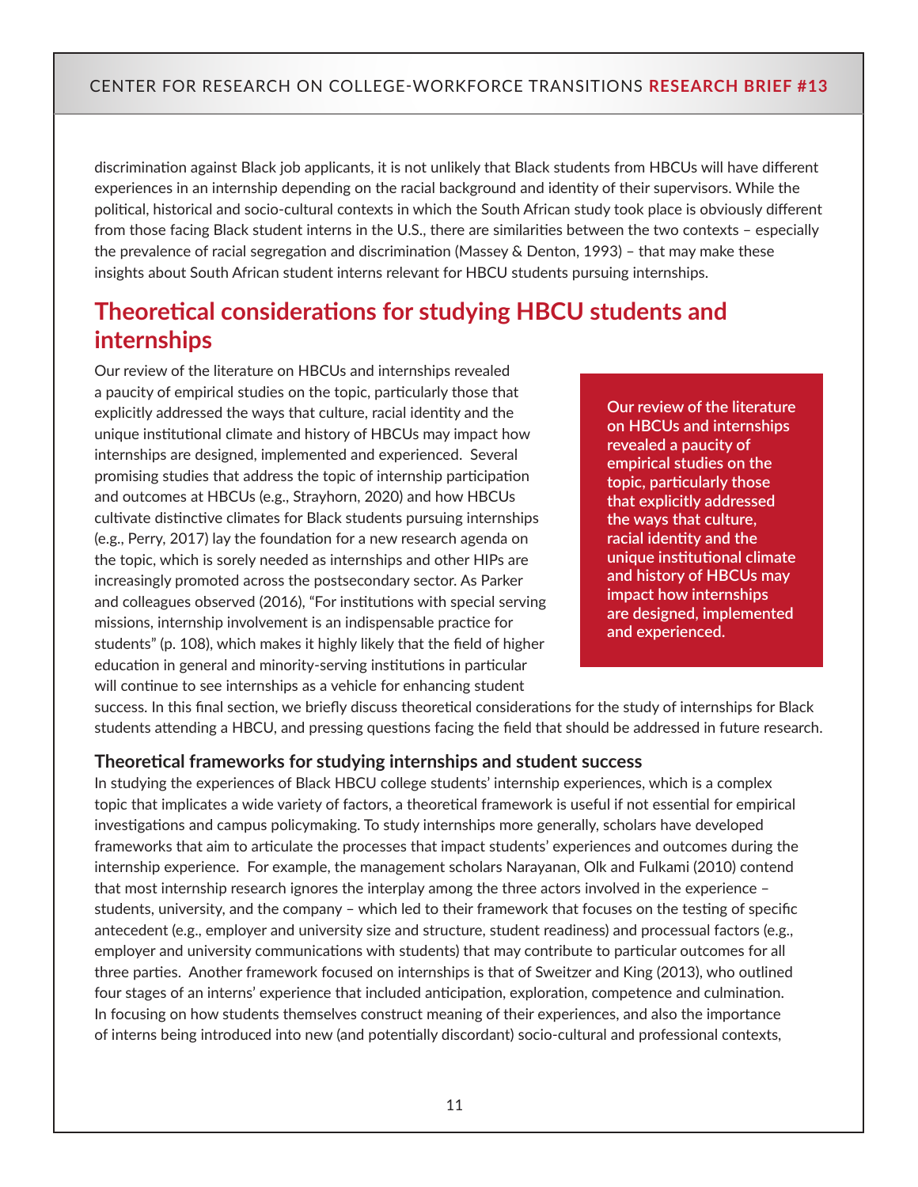discrimination against Black job applicants, it is not unlikely that Black students from HBCUs will have different experiences in an internship depending on the racial background and identity of their supervisors. While the political, historical and socio-cultural contexts in which the South African study took place is obviously different from those facing Black student interns in the U.S., there are similarities between the two contexts – especially the prevalence of racial segregation and discrimination (Massey & Denton, 1993) – that may make these insights about South African student interns relevant for HBCU students pursuing internships.

## Theoretical considerations for studying HBCU students and internships

Our review of the literature on HBCUs and internships revealed a paucity of empirical studies on the topic, particularly those that explicitly addressed the ways that culture, racial identity and the unique institutional climate and history of HBCUs may impact how internships are designed, implemented and experienced. Several promising studies that address the topic of internship participation and outcomes at HBCUs (e.g., Strayhorn, 2020) and how HBCUs cultivate distinctive climates for Black students pursuing internships (e.g., Perry, 2017) lay the foundation for a new research agenda on the topic, which is sorely needed as internships and other HIPs are increasingly promoted across the postsecondary sector. As Parker and colleagues observed (2016), "For institutions with special serving missions, internship involvement is an indispensable practice for students" (p. 108), which makes it highly likely that the field of higher education in general and minority-serving institutions in particular will continue to see internships as a vehicle for enhancing student success. In this final section, we briefly discuss theoretical considerations for the study of internships for Black students attending a HBCU, and pressing questions facing the field that should be addressed in future research.

**Our review of the literature on HBCUs and internships revealed a paucity of empirical studies on the topic, particularly those that explicitly addressed the ways that culture, racial identity and the unique institutional climate and history of HBCUs may impact how internships are designed, implemented and experienced.**

### Theoretical frameworks for studying internships and student success

In studying the experiences of Black HBCU college students' internship experiences, which is a complex topic that implicates a wide variety of factors, a theoretical framework is useful if not essential for empirical investigations and campus policymaking. To study internships more generally, scholars have developed frameworks that aim to articulate the processes that impact students' experiences and outcomes during the internship experience. For example, the management scholars Narayanan, Olk and Fulkami (2010) contend that most internship research ignores the interplay among the three actors involved in the experience – students, university, and the company – which led to their framework that focuses on the testing of specific antecedent (e.g., employer and university size and structure, student readiness) and processual factors (e.g., employer and university communications with students) that may contribute to particular outcomes for all three parties. Another framework focused on internships is that of Sweitzer and King (2013), who outlined four stages of an interns' experience that included anticipation, exploration, competence and culmination. In focusing on how students themselves construct meaning of their experiences, and also the importance of interns being introduced into new (and potentially discordant) socio-cultural and professional contexts,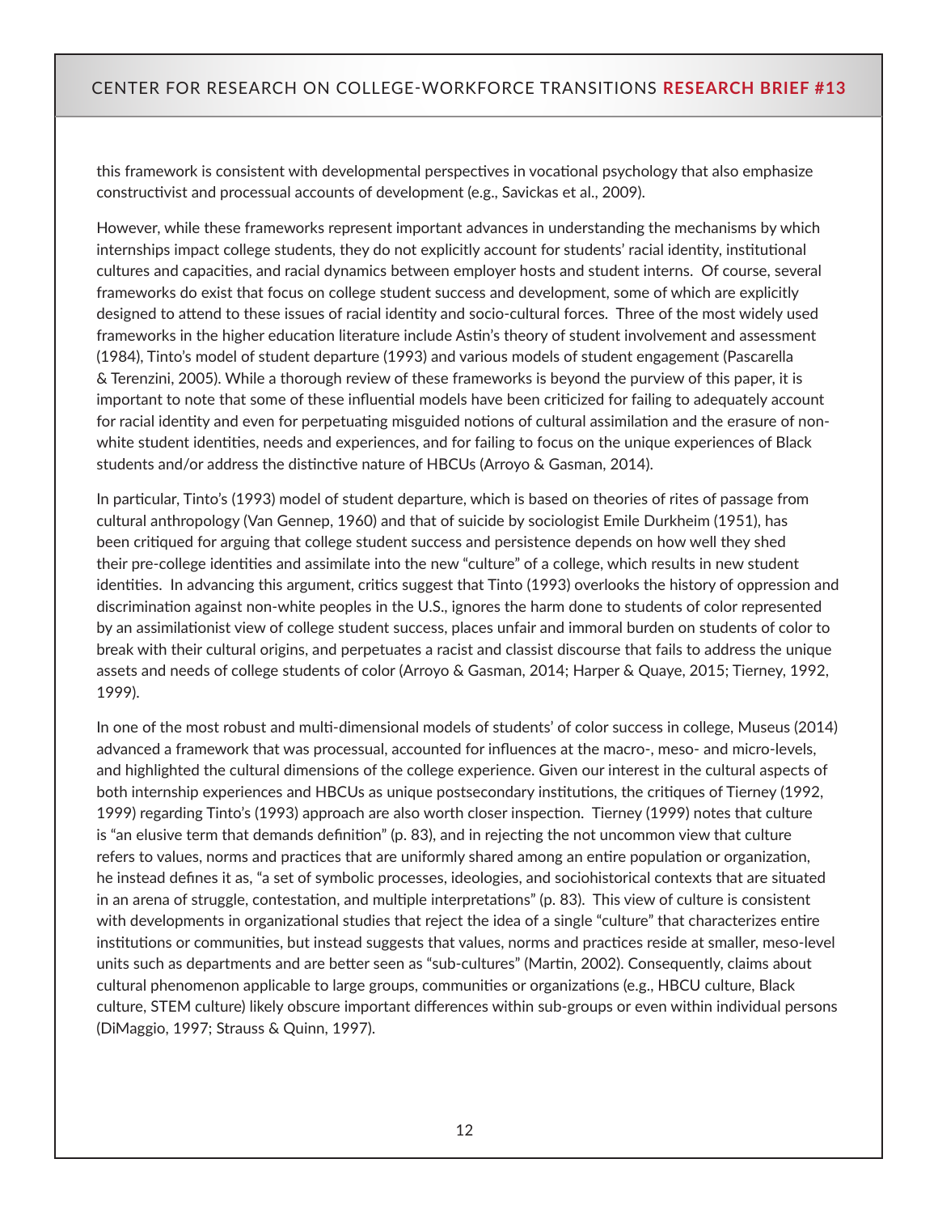this framework is consistent with developmental perspectives in vocational psychology that also emphasize constructivist and processual accounts of development (e.g., Savickas et al., 2009).

However, while these frameworks represent important advances in understanding the mechanisms by which internships impact college students, they do not explicitly account for students' racial identity, institutional cultures and capacities, and racial dynamics between employer hosts and student interns. Of course, several frameworks do exist that focus on college student success and development, some of which are explicitly designed to attend to these issues of racial identity and socio-cultural forces. Three of the most widely used frameworks in the higher education literature include Astin's theory of student involvement and assessment (1984), Tinto's model of student departure (1993) and various models of student engagement (Pascarella & Terenzini, 2005). While a thorough review of these frameworks is beyond the purview of this paper, it is important to note that some of these influential models have been criticized for failing to adequately account for racial identity and even for perpetuating misguided notions of cultural assimilation and the erasure of non-white student identities, needs and experiences, and for failing to focus on the unique experiences of Black students and/or address the distinctive nature of HBCUs (Arroyo & Gasman, 2014).

In particular, Tinto's (1993) model of student departure, which is based on theories of rites of passage from cultural anthropology (Van Gennep, 1960) and that of suicide by sociologist Emile Durkheim (1951), has been critiqued for arguing that college student success and persistence depends on how well they shed their pre-college identities and assimilate into the new "culture" of a college, which results in new student identities. In advancing this argument, critics suggest that Tinto (1993) overlooks the history of oppression and discrimination against non-white peoples in the U.S., ignores the harm done to students of color represented by an assimilationist view of college student success, places unfair and immoral burden on students of color to break with their cultural origins, and perpetuates a racist and classist discourse that fails to address the unique assets and needs of college students of color (Arroyo & Gasman, 2014; Harper & Quaye, 2015; Tierney, 1992, 1999).

In one of the most robust and multi-dimensional models of students' of color success in college, Museus (2014) advanced a framework that was processual, accounted for influences at the macro-, meso- and micro-levels, and highlighted the cultural dimensions of the college experience. Given our interest in the cultural aspects of both internship experiences and HBCUs as unique postsecondary institutions, the critiques of Tierney (1992, 1999) regarding Tinto's (1993) approach are also worth closer inspection. Tierney (1999) notes that culture is "an elusive term that demands definition" (p. 83), and in rejecting the not uncommon view that culture refers to values, norms and practices that are uniformly shared among an entire population or organization, he instead defines it as, "a set of symbolic processes, ideologies, and sociohistorical contexts that are situated in an arena of struggle, contestation, and multiple interpretations" (p. 83). This view of culture is consistent with developments in organizational studies that reject the idea of a single "culture" that characterizes entire institutions or communities, but instead suggests that values, norms and practices reside at smaller, meso-level units such as departments and are better seen as "sub-cultures" (Martin, 2002). Consequently, claims about cultural phenomenon applicable to large groups, communities or organizations (e.g., HBCU culture, Black culture, STEM culture) likely obscure important differences within sub-groups or even within individual persons (DiMaggio, 1997; Strauss & Quinn, 1997).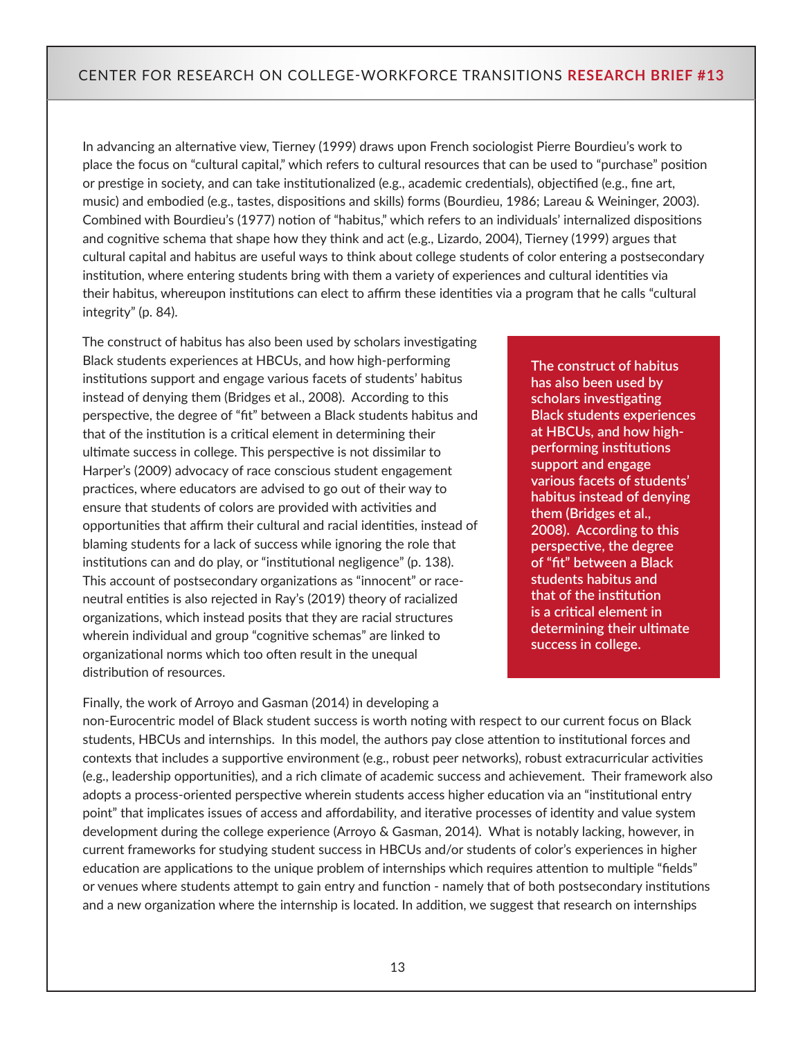In advancing an alternative view, Tierney (1999) draws upon French sociologist Pierre Bourdieu's work to place the focus on "cultural capital," which refers to cultural resources that can be used to "purchase" position or prestige in society, and can take institutionalized (e.g., academic credentials), objectified (e.g., fine art, music) and embodied (e.g., tastes, dispositions and skills) forms (Bourdieu, 1986; Lareau & Weininger, 2003). Combined with Bourdieu's (1977) notion of "habitus," which refers to an individuals' internalized dispositions and cognitive schema that shape how they think and act (e.g., Lizardo, 2004), Tierney (1999) argues that cultural capital and habitus are useful ways to think about college students of color entering a postsecondary institution, where entering students bring with them a variety of experiences and cultural identities via their habitus, whereupon institutions can elect to affirm these identities via a program that he calls "cultural integrity" (p. 84).

The construct of habitus has also been used by scholars investigating Black students experiences at HBCUs, and how high-performing institutions support and engage various facets of students' habitus instead of denying them (Bridges et al., 2008). According to this perspective, the degree of "fit" between a Black students habitus and that of the institution is a critical element in determining their ultimate success in college. This perspective is not dissimilar to Harper's (2009) advocacy of race conscious student engagement practices, where educators are advised to go out of their way to ensure that students of colors are provided with activities and opportunities that affirm their cultural and racial identities, instead of blaming students for a lack of success while ignoring the role that institutions can and do play, or "institutional negligence" (p. 138). This account of postsecondary organizations as "innocent" or race-neutral entities is also rejected in Ray's (2019) theory of racialized organizations, which instead posits that they are racial structures wherein individual and group "cognitive schemas" are linked to organizational norms which too often result in the unequal distribution of resources.

**The construct of habitus has also been used by scholars investigating Black students experiences at HBCUs, and how high-performing institutions support and engage various facets of students' habitus instead of denying them (Bridges et al., 2008). According to this perspective, the degree of "fit" between a Black students habitus and that of the institution is a critical element in determining their ultimate success in college.**

Finally, the work of Arroyo and Gasman (2014) in developing a non-Eurocentric model of Black student success is worth noting with respect to our current focus on Black students, HBCUs and internships. In this model, the authors pay close attention to institutional forces and contexts that includes a supportive environment (e.g., robust peer networks), robust extracurricular activities (e.g., leadership opportunities), and a rich climate of academic success and achievement. Their framework also adopts a process-oriented perspective wherein students access higher education via an "institutional entry point" that implicates issues of access and affordability, and iterative processes of identity and value system development during the college experience (Arroyo & Gasman, 2014). What is notably lacking, however, in current frameworks for studying student success in HBCUs and/or students of color's experiences in higher education are applications to the unique problem of internships which requires attention to multiple "fields" or venues where students attempt to gain entry and function - namely that of both postsecondary institutions and a new organization where the internship is located. In addition, we suggest that research on internships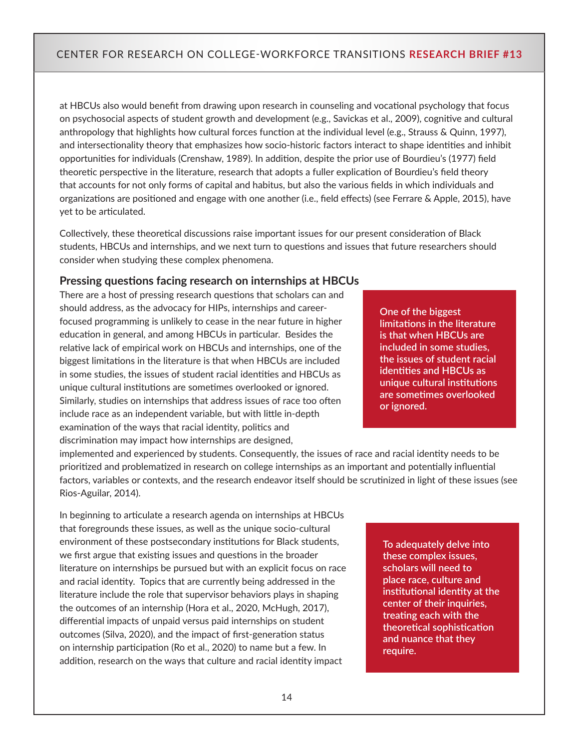at HBCUs also would benefit from drawing upon research in counseling and vocational psychology that focus on psychosocial aspects of student growth and development (e.g., Savickas et al., 2009), cognitive and cultural anthropology that highlights how cultural forces function at the individual level (e.g., Strauss & Quinn, 1997), and intersectionality theory that emphasizes how socio-historic factors interact to shape identities and inhibit opportunities for individuals (Crenshaw, 1989). In addition, despite the prior use of Bourdieu's (1977) field theoretic perspective in the literature, research that adopts a fuller explication of Bourdieu's field theory that accounts for not only forms of capital and habitus, but also the various fields in which individuals and organizations are positioned and engage with one another (i.e., field effects) (see Ferrare & Apple, 2015), have yet to be articulated.

Collectively, these theoretical discussions raise important issues for our present consideration of Black students, HBCUs and internships, and we next turn to questions and issues that future researchers should consider when studying these complex phenomena.

### Pressing questions facing research on internships at HBCUs

There are a host of pressing research questions that scholars can and should address, as the advocacy for HIPs, internships and career-focused programming is unlikely to cease in the near future in higher education in general, and among HBCUs in particular. Besides the relative lack of empirical work on HBCUs and internships, one of the biggest limitations in the literature is that when HBCUs are included in some studies, the issues of student racial identities and HBCUs as unique cultural institutions are sometimes overlooked or ignored. Similarly, studies on internships that address issues of race too often include race as an independent variable, but with little in-depth examination of the ways that racial identity, politics and discrimination may impact how internships are designed, implemented and experienced by students. Consequently, the issues of race and racial identity needs to be prioritized and problematized in research on college internships as an important and potentially influential factors, variables or contexts, and the research endeavor itself should be scrutinized in light of these issues (see Rios-Aguilar, 2014).

**One of the biggest limitations in the literature is that when HBCUs are included in some studies, the issues of student racial identities and HBCUs as unique cultural institutions are sometimes overlooked or ignored.**

In beginning to articulate a research agenda on internships at HBCUs that foregrounds these issues, as well as the unique socio-cultural environment of these postsecondary institutions for Black students, we first argue that existing issues and questions in the broader literature on internships be pursued but with an explicit focus on race and racial identity. Topics that are currently being addressed in the literature include the role that supervisor behaviors plays in shaping the outcomes of an internship (Hora et al., 2020, McHugh, 2017), differential impacts of unpaid versus paid internships on student outcomes (Silva, 2020), and the impact of first-generation status on internship participation (Ro et al., 2020) to name but a few. In addition, research on the ways that culture and racial identity impact

**To adequately delve into these complex issues, scholars will need to place race, culture and institutional identity at the center of their inquiries, treating each with the theoretical sophistication and nuance that they require.**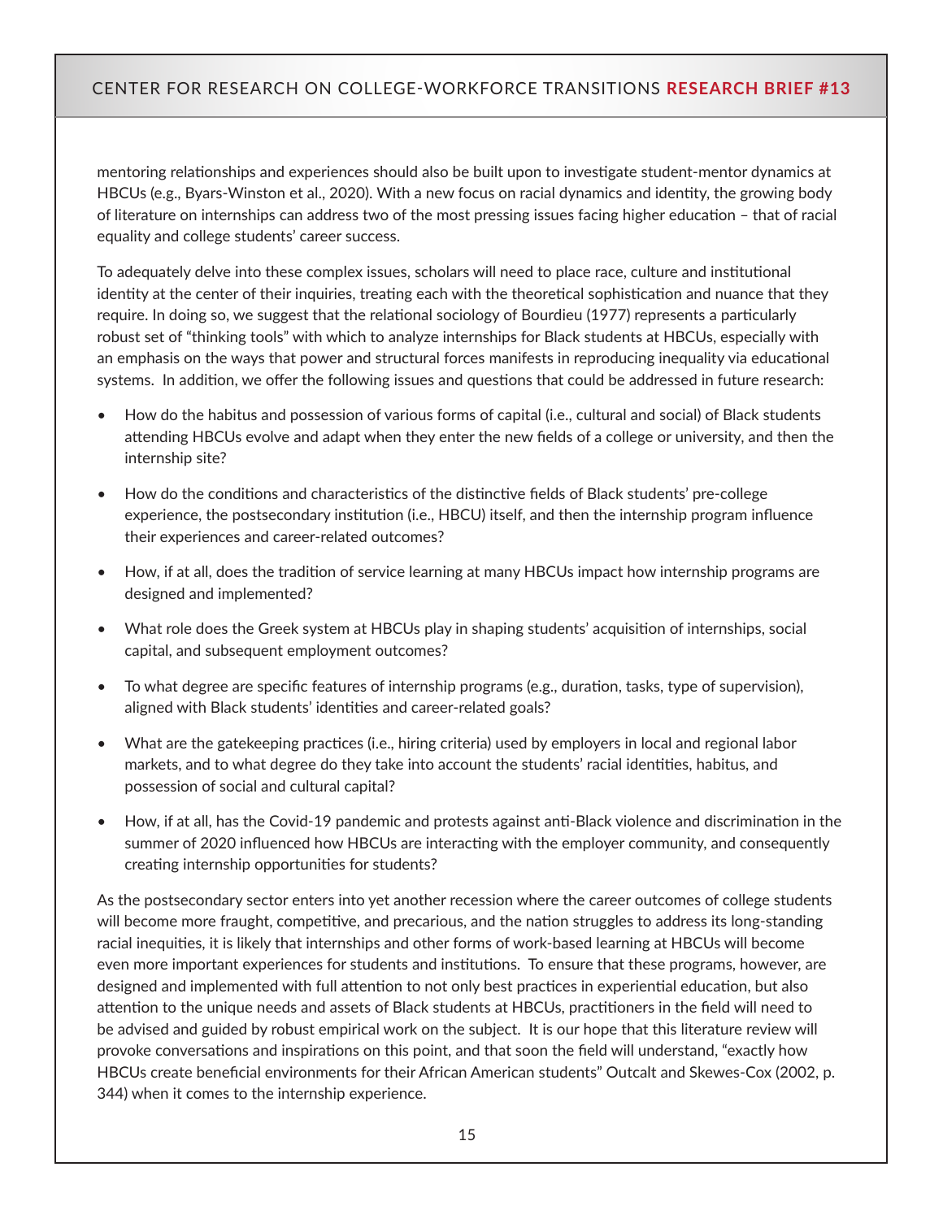mentoring relationships and experiences should also be built upon to investigate student-mentor dynamics at HBCUs (e.g., Byars-Winston et al., 2020). With a new focus on racial dynamics and identity, the growing body of literature on internships can address two of the most pressing issues facing higher education – that of racial equality and college students' career success.

To adequately delve into these complex issues, scholars will need to place race, culture and institutional identity at the center of their inquiries, treating each with the theoretical sophistication and nuance that they require. In doing so, we suggest that the relational sociology of Bourdieu (1977) represents a particularly robust set of "thinking tools" with which to analyze internships for Black students at HBCUs, especially with an emphasis on the ways that power and structural forces manifests in reproducing inequality via educational systems. In addition, we offer the following issues and questions that could be addressed in future research:

- How do the habitus and possession of various forms of capital (i.e., cultural and social) of Black students attending HBCUs evolve and adapt when they enter the new fields of a college or university, and then the internship site?
- How do the conditions and characteristics of the distinctive fields of Black students' pre-college experience, the postsecondary institution (i.e., HBCU) itself, and then the internship program influence their experiences and career-related outcomes?
- How, if at all, does the tradition of service learning at many HBCUs impact how internship programs are designed and implemented?
- What role does the Greek system at HBCUs play in shaping students' acquisition of internships, social capital, and subsequent employment outcomes?
- To what degree are specific features of internship programs (e.g., duration, tasks, type of supervision), aligned with Black students' identities and career-related goals?
- What are the gatekeeping practices (i.e., hiring criteria) used by employers in local and regional labor markets, and to what degree do they take into account the students' racial identities, habitus, and possession of social and cultural capital?
- How, if at all, has the Covid-19 pandemic and protests against anti-Black violence and discrimination in the summer of 2020 influenced how HBCUs are interacting with the employer community, and consequently creating internship opportunities for students?

As the postsecondary sector enters into yet another recession where the career outcomes of college students will become more fraught, competitive, and precarious, and the nation struggles to address its long-standing racial inequities, it is likely that internships and other forms of work-based learning at HBCUs will become even more important experiences for students and institutions. To ensure that these programs, however, are designed and implemented with full attention to not only best practices in experiential education, but also attention to the unique needs and assets of Black students at HBCUs, practitioners in the field will need to be advised and guided by robust empirical work on the subject. It is our hope that this literature review will provoke conversations and inspirations on this point, and that soon the field will understand, "exactly how HBCUs create beneficial environments for their African American students" Outcalt and Skewes-Cox (2002, p. 344) when it comes to the internship experience.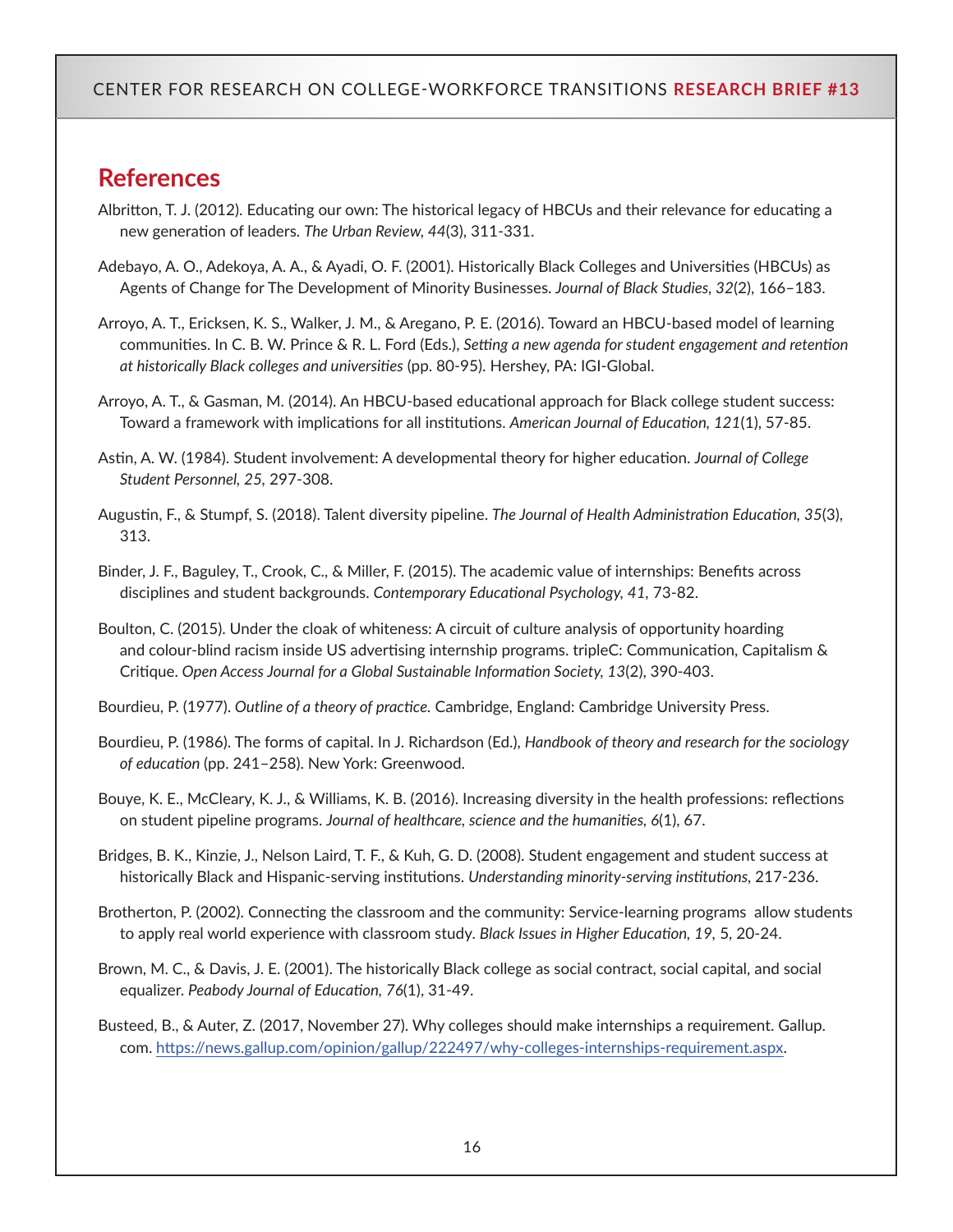## References

Albritton, T. J. (2012). Educating our own: The historical legacy of HBCUs and their relevance for educating a new generation of leaders. *The Urban Review*, *44*(3), 311-331.

Adebayo, A. O., Adekoya, A. A., & Ayadi, O. F. (2001). Historically Black Colleges and Universities (HBCUs) as Agents of Change for The Development of Minority Businesses. *Journal of Black Studies*, *32*(2), 166–183.

Arroyo, A. T., Ericksen, K. S., Walker, J. M., & Aregano, P. E. (2016). Toward an HBCU-based model of learning communities. In C. B. W. Prince & R. L. Ford (Eds.), *Setting a new agenda for student engagement and retention at historically Black colleges and universities* (pp. 80-95). Hershey, PA: IGI-Global.

Arroyo, A. T., & Gasman, M. (2014). An HBCU-based educational approach for Black college student success: Toward a framework with implications for all institutions. *American Journal of Education*, *121*(1), 57-85.

Astin, A. W. (1984). Student involvement: A developmental theory for higher education. *Journal of College Student Personnel, 25*, 297-308.

Augustin, F., & Stumpf, S. (2018). Talent diversity pipeline. *The Journal of Health Administration Education*, *35*(3), 313.

Binder, J. F., Baguley, T., Crook, C., & Miller, F. (2015). The academic value of internships: Benefits across disciplines and student backgrounds. *Contemporary Educational Psychology, 41*, 73-82.

Boulton, C. (2015). Under the cloak of whiteness: A circuit of culture analysis of opportunity hoarding and colour-blind racism inside US advertising internship programs. tripleC: Communication, Capitalism & Critique. *Open Access Journal for a Global Sustainable Information Society, 13*(2), 390-403.

Bourdieu, P. (1977). *Outline of a theory of practice.* Cambridge, England: Cambridge University Press.

Bourdieu, P. (1986). The forms of capital. In J. Richardson (Ed.), *Handbook of theory and research for the sociology of education* (pp. 241–258). New York: Greenwood.

Bouye, K. E., McCleary, K. J., & Williams, K. B. (2016). Increasing diversity in the health professions: reflections on student pipeline programs. *Journal of healthcare, science and the humanities, 6*(1), 67.

Bridges, B. K., Kinzie, J., Nelson Laird, T. F., & Kuh, G. D. (2008). Student engagement and student success at historically Black and Hispanic-serving institutions. *Understanding minority-serving institutions*, 217-236.

Brotherton, P. (2002). Connecting the classroom and the community: Service-learning programs allow students to apply real world experience with classroom study. *Black Issues in Higher Education, 19*, 5, 20-24.

Brown, M. C., & Davis, J. E. (2001). The historically Black college as social contract, social capital, and social equalizer. *Peabody Journal of Education, 76*(1), 31-49.

Busteed, B., & Auter, Z. (2017, November 27). Why colleges should make internships a requirement. Gallup.com. [https://news.gallup.com/opinion/gallup/222497/why-colleges-internships-requirement.aspx](https://news.gallup.com/opinion/gallup/222497/why-colleges-internships-requirement.aspx).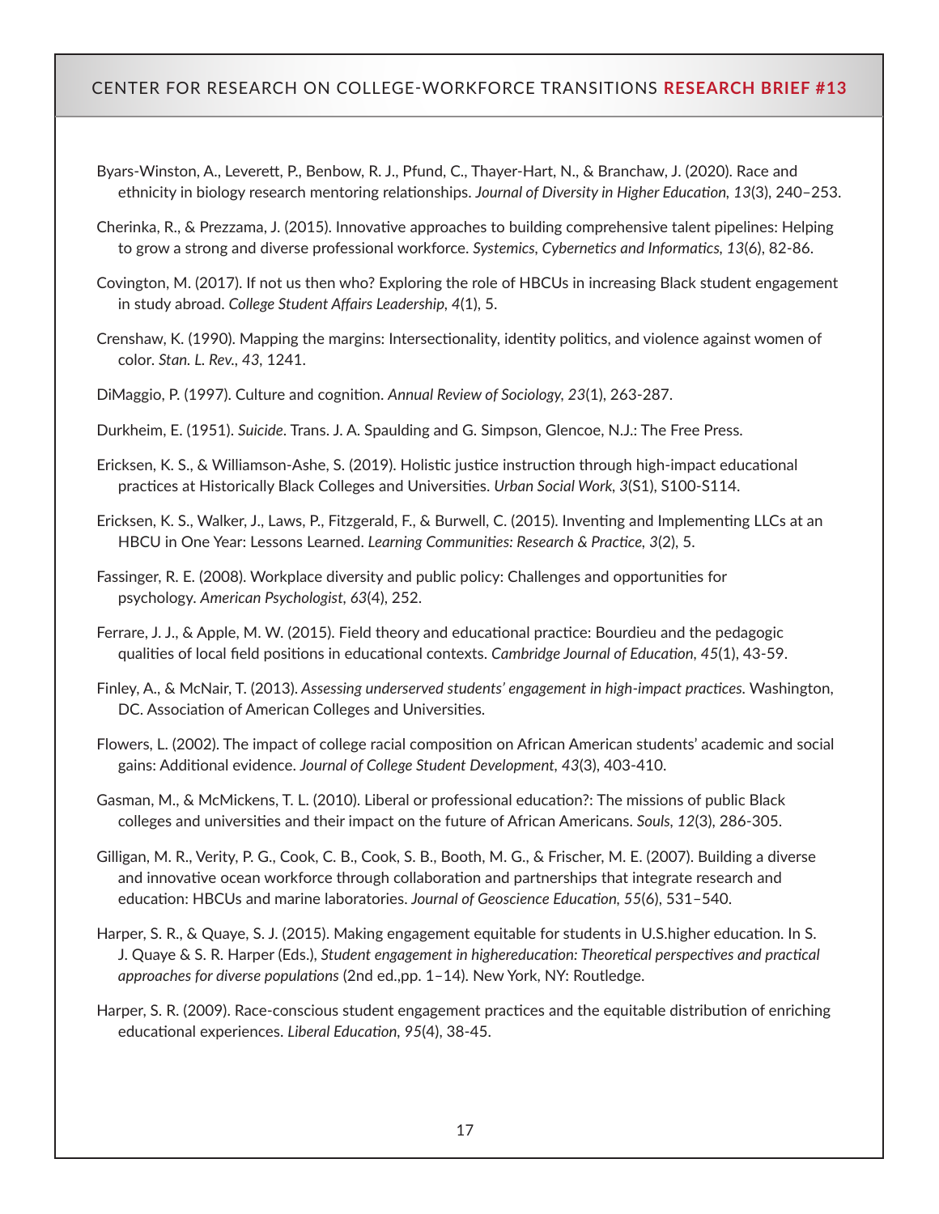Byars-Winston, A., Leverett, P., Benbow, R. J., Pfund, C., Thayer-Hart, N., & Branchaw, J. (2020). Race and ethnicity in biology research mentoring relationships. *Journal of Diversity in Higher Education, 13*(3), 240–253.

Cherinka, R., & Prezzama, J. (2015). Innovative approaches to building comprehensive talent pipelines: Helping to grow a strong and diverse professional workforce. *Systemics, Cybernetics and Informatics, 13*(6), 82-86.

Covington, M. (2017). If not us then who? Exploring the role of HBCUs in increasing Black student engagement in study abroad. *College Student Affairs Leadership, 4*(1), 5.

Crenshaw, K. (1990). Mapping the margins: Intersectionality, identity politics, and violence against women of color. *Stan. L. Rev., 43*, 1241.

DiMaggio, P. (1997). Culture and cognition. *Annual Review of Sociology, 23*(1), 263-287.

Durkheim, E. (1951). *Suicide*. Trans. J. A. Spaulding and G. Simpson, Glencoe, N.J.: The Free Press.

Ericksen, K. S., & Williamson-Ashe, S. (2019). Holistic justice instruction through high-impact educational practices at Historically Black Colleges and Universities. *Urban Social Work, 3*(S1), S100-S114.

Ericksen, K. S., Walker, J., Laws, P., Fitzgerald, F., & Burwell, C. (2015). Inventing and Implementing LLCs at an HBCU in One Year: Lessons Learned. *Learning Communities: Research & Practice, 3*(2), 5.

Fassinger, R. E. (2008). Workplace diversity and public policy: Challenges and opportunities for psychology. *American Psychologist, 63*(4), 252.

Ferrare, J. J., & Apple, M. W. (2015). Field theory and educational practice: Bourdieu and the pedagogic qualities of local field positions in educational contexts. *Cambridge Journal of Education, 45*(1), 43-59.

Finley, A., & McNair, T. (2013). *Assessing underserved students' engagement in high-impact practices*. Washington, DC. Association of American Colleges and Universities.

Flowers, L. (2002). The impact of college racial composition on African American students' academic and social gains: Additional evidence. *Journal of College Student Development, 43*(3), 403-410.

Gasman, M., & McMickens, T. L. (2010). Liberal or professional education?: The missions of public Black colleges and universities and their impact on the future of African Americans. *Souls, 12*(3), 286-305.

Gilligan, M. R., Verity, P. G., Cook, C. B., Cook, S. B., Booth, M. G., & Frischer, M. E. (2007). Building a diverse and innovative ocean workforce through collaboration and partnerships that integrate research and education: HBCUs and marine laboratories. *Journal of Geoscience Education, 55*(6), 531–540.

Harper, S. R., & Quaye, S. J. (2015). Making engagement equitable for students in U.S.higher education. In S. J. Quaye & S. R. Harper (Eds.), *Student engagement in highereducation: Theoretical perspectives and practical approaches for diverse populations* (2nd ed.,pp. 1–14). New York, NY: Routledge.

Harper, S. R. (2009). Race-conscious student engagement practices and the equitable distribution of enriching educational experiences. *Liberal Education, 95*(4), 38-45.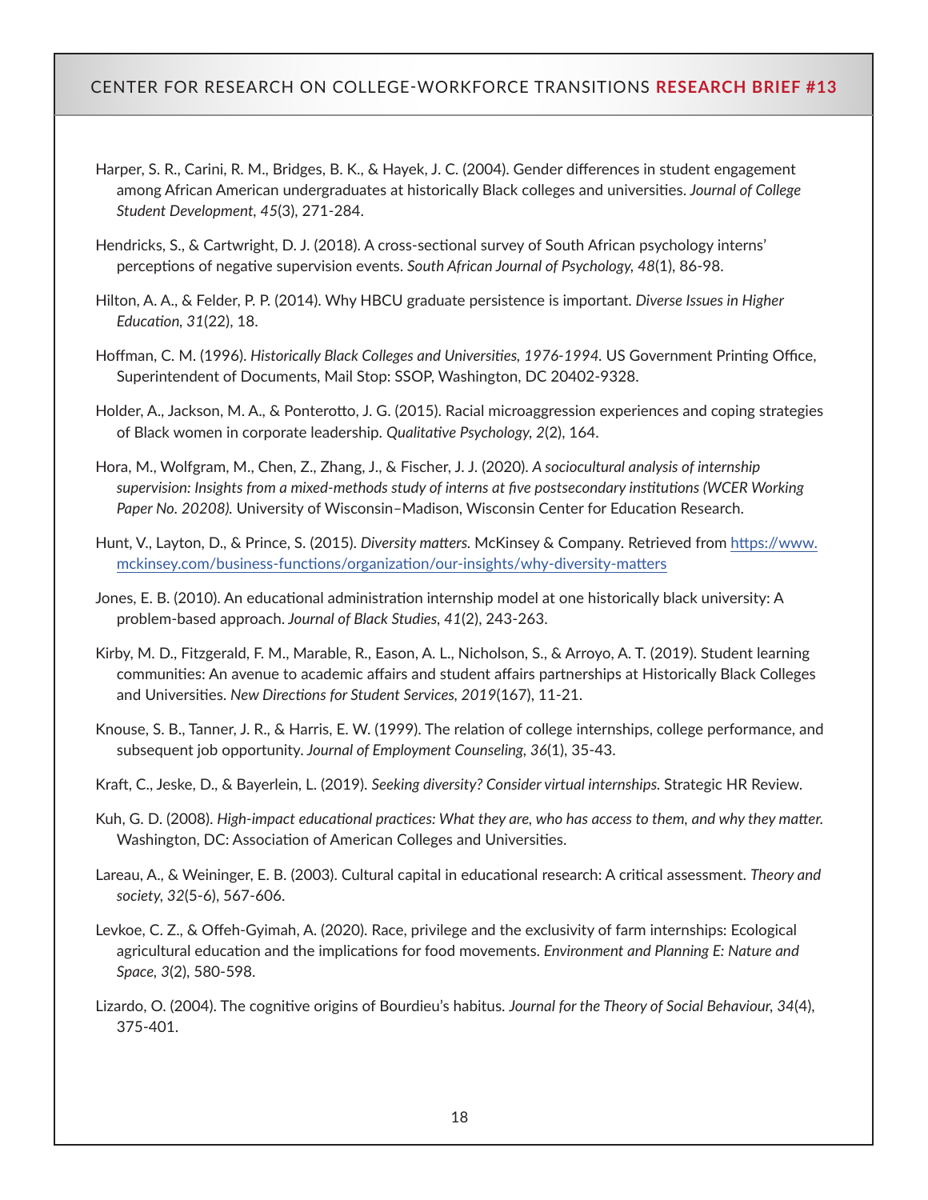Harper, S. R., Carini, R. M., Bridges, B. K., & Hayek, J. C. (2004). Gender differences in student engagement among African American undergraduates at historically Black colleges and universities. *Journal of College Student Development*, *45*(3), 271-284.

Hendricks, S., & Cartwright, D. J. (2018). A cross-sectional survey of South African psychology interns' perceptions of negative supervision events. *South African Journal of Psychology*, *48*(1), 86-98.

Hilton, A. A., & Felder, P. P. (2014). Why HBCU graduate persistence is important. *Diverse Issues in Higher Education, 31*(22), 18.

Hoffman, C. M. (1996). *Historically Black Colleges and Universities, 1976-1994.* US Government Printing Office, Superintendent of Documents, Mail Stop: SSOP, Washington, DC 20402-9328.

Holder, A., Jackson, M. A., & Ponterotto, J. G. (2015). Racial microaggression experiences and coping strategies of Black women in corporate leadership. *Qualitative Psychology, 2*(2), 164.

Hora, M., Wolfgram, M., Chen, Z., Zhang, J., & Fischer, J. J. (2020). *A sociocultural analysis of internship supervision: Insights from a mixed-methods study of interns at five postsecondary institutions (WCER Working Paper No. 20208).* University of Wisconsin–Madison, Wisconsin Center for Education Research.

Hunt, V., Layton, D., & Prince, S. (2015). *Diversity matters.* McKinsey & Company. Retrieved from https://www.mckinsey.com/business-functions/organization/our-insights/why-diversity-matters

Jones, E. B. (2010). An educational administration internship model at one historically black university: A problem-based approach. *Journal of Black Studies*, *41*(2), 243-263.

Kirby, M. D., Fitzgerald, F. M., Marable, R., Eason, A. L., Nicholson, S., & Arroyo, A. T. (2019). Student learning communities: An avenue to academic affairs and student affairs partnerships at Historically Black Colleges and Universities. *New Directions for Student Services, 2019*(167), 11-21.

Knouse, S. B., Tanner, J. R., & Harris, E. W. (1999). The relation of college internships, college performance, and subsequent job opportunity. *Journal of Employment Counseling*, *36*(1), 35-43.

Kraft, C., Jeske, D., & Bayerlein, L. (2019). *Seeking diversity? Consider virtual internships.* Strategic HR Review.

Kuh, G. D. (2008). *High-impact educational practices: What they are, who has access to them, and why they matter.* Washington, DC: Association of American Colleges and Universities.

Lareau, A., & Weininger, E. B. (2003). Cultural capital in educational research: A critical assessment. *Theory and society*, *32*(5-6), 567-606.

Levkoe, C. Z., & Offeh-Gyimah, A. (2020). Race, privilege and the exclusivity of farm internships: Ecological agricultural education and the implications for food movements. *Environment and Planning E: Nature and Space, 3*(2), 580-598.

Lizardo, O. (2004). The cognitive origins of Bourdieu's habitus. *Journal for the Theory of Social Behaviour, 34*(4), 375-401.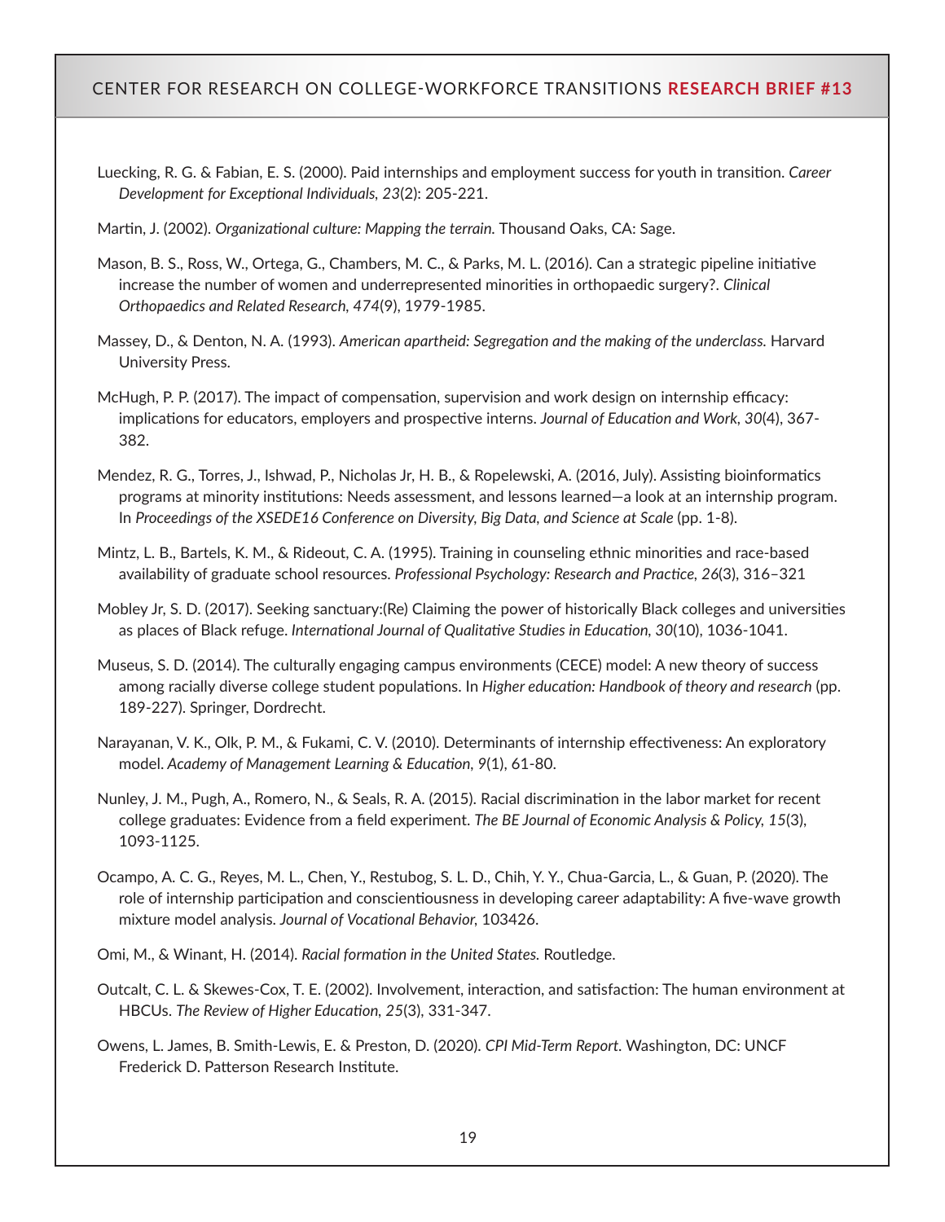Luecking, R. G. & Fabian, E. S. (2000). Paid internships and employment success for youth in transition. *Career Development for Exceptional Individuals, 23*(2): 205-221.

Martin, J. (2002). *Organizational culture: Mapping the terrain.* Thousand Oaks, CA: Sage.

Mason, B. S., Ross, W., Ortega, G., Chambers, M. C., & Parks, M. L. (2016). Can a strategic pipeline initiative increase the number of women and underrepresented minorities in orthopaedic surgery?. *Clinical Orthopaedics and Related Research, 474*(9), 1979-1985.

Massey, D., & Denton, N. A. (1993). *American apartheid: Segregation and the making of the underclass.* Harvard University Press.

McHugh, P. P. (2017). The impact of compensation, supervision and work design on internship efficacy: implications for educators, employers and prospective interns. *Journal of Education and Work, 30*(4), 367-382.

Mendez, R. G., Torres, J., Ishwad, P., Nicholas Jr, H. B., & Ropelewski, A. (2016, July). Assisting bioinformatics programs at minority institutions: Needs assessment, and lessons learned—a look at an internship program. In *Proceedings of the XSEDE16 Conference on Diversity, Big Data, and Science at Scale* (pp. 1-8).

Mintz, L. B., Bartels, K. M., & Rideout, C. A. (1995). Training in counseling ethnic minorities and race-based availability of graduate school resources. *Professional Psychology: Research and Practice, 26*(3), 316–321

Mobley Jr, S. D. (2017). Seeking sanctuary:(Re) Claiming the power of historically Black colleges and universities as places of Black refuge. *International Journal of Qualitative Studies in Education, 30*(10), 1036-1041.

Museus, S. D. (2014). The culturally engaging campus environments (CECE) model: A new theory of success among racially diverse college student populations. In *Higher education: Handbook of theory and research* (pp. 189-227). Springer, Dordrecht.

Narayanan, V. K., Olk, P. M., & Fukami, C. V. (2010). Determinants of internship effectiveness: An exploratory model. *Academy of Management Learning & Education, 9*(1), 61-80.

Nunley, J. M., Pugh, A., Romero, N., & Seals, R. A. (2015). Racial discrimination in the labor market for recent college graduates: Evidence from a field experiment. *The BE Journal of Economic Analysis & Policy, 15*(3), 1093-1125.

Ocampo, A. C. G., Reyes, M. L., Chen, Y., Restubog, S. L. D., Chih, Y. Y., Chua-Garcia, L., & Guan, P. (2020). The role of internship participation and conscientiousness in developing career adaptability: A five-wave growth mixture model analysis. *Journal of Vocational Behavior,* 103426.

Omi, M., & Winant, H. (2014). *Racial formation in the United States.* Routledge.

Outcalt, C. L. & Skewes-Cox, T. E. (2002). Involvement, interaction, and satisfaction: The human environment at HBCUs. *The Review of Higher Education, 25*(3), 331-347.

Owens, L. James, B. Smith-Lewis, E. & Preston, D. (2020). *CPI Mid-Term Report.* Washington, DC: UNCF Frederick D. Patterson Research Institute.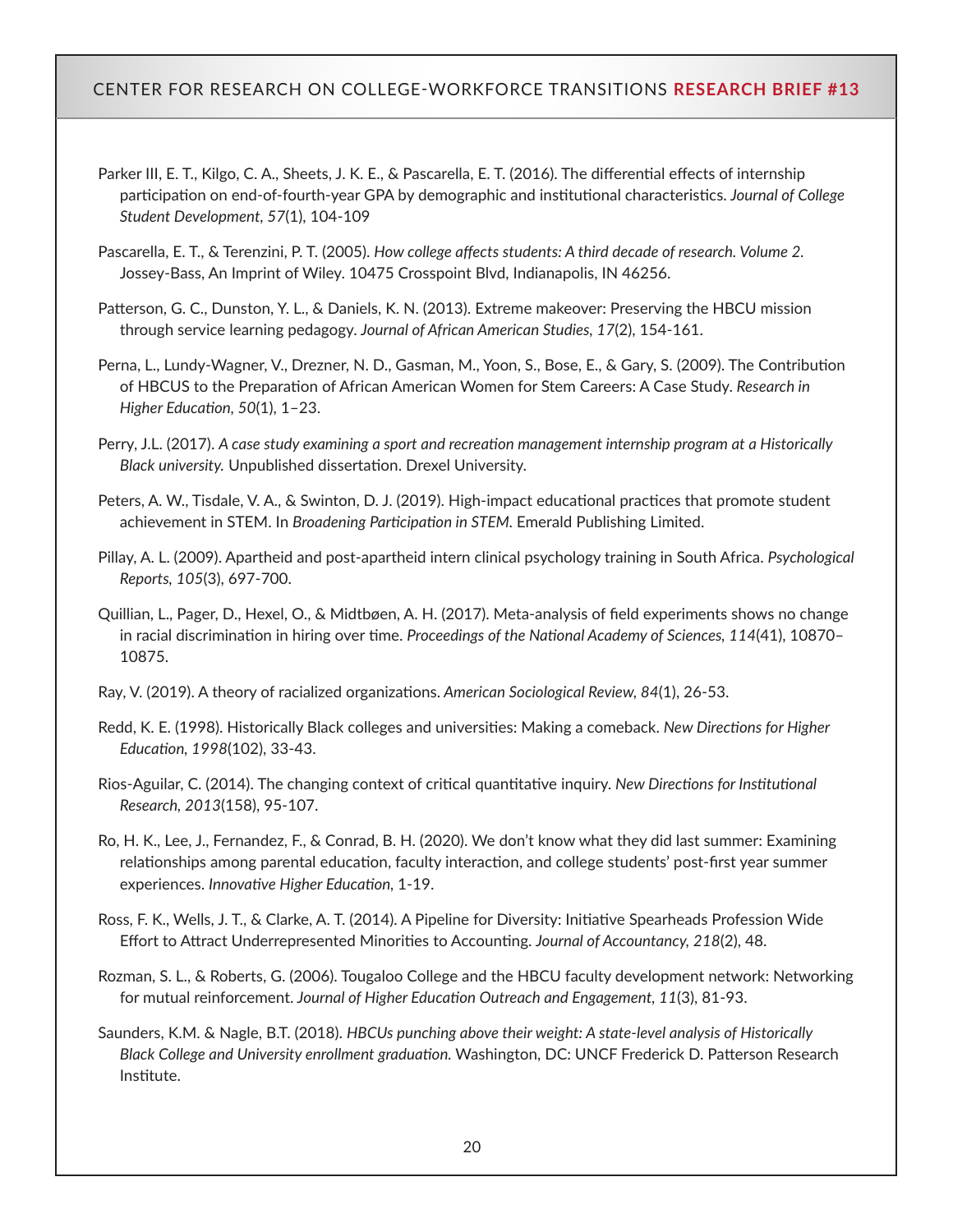Parker III, E. T., Kilgo, C. A., Sheets, J. K. E., & Pascarella, E. T. (2016). The differential effects of internship participation on end-of-fourth-year GPA by demographic and institutional characteristics. *Journal of College Student Development*, *57*(1), 104-109

Pascarella, E. T., & Terenzini, P. T. (2005). *How college affects students: A third decade of research. Volume 2*. Jossey-Bass, An Imprint of Wiley. 10475 Crosspoint Blvd, Indianapolis, IN 46256.

Patterson, G. C., Dunston, Y. L., & Daniels, K. N. (2013). Extreme makeover: Preserving the HBCU mission through service learning pedagogy. *Journal of African American Studies*, *17*(2), 154-161.

Perna, L., Lundy-Wagner, V., Drezner, N. D., Gasman, M., Yoon, S., Bose, E., & Gary, S. (2009). The Contribution of HBCUS to the Preparation of African American Women for Stem Careers: A Case Study. *Research in Higher Education*, *50*(1), 1–23.

Perry, J.L. (2017). *A case study examining a sport and recreation management internship program at a Historically Black university.* Unpublished dissertation. Drexel University.

Peters, A. W., Tisdale, V. A., & Swinton, D. J. (2019). High-impact educational practices that promote student achievement in STEM. In *Broadening Participation in STEM.* Emerald Publishing Limited.

Pillay, A. L. (2009). Apartheid and post-apartheid intern clinical psychology training in South Africa. *Psychological Reports*, *105*(3), 697-700.

Quillian, L., Pager, D., Hexel, O., & Midtbøen, A. H. (2017). Meta-analysis of field experiments shows no change in racial discrimination in hiring over time. *Proceedings of the National Academy of Sciences*, *114*(41), 10870–10875.

Ray, V. (2019). A theory of racialized organizations. *American Sociological Review*, *84*(1), 26-53.

Redd, K. E. (1998). Historically Black colleges and universities: Making a comeback. *New Directions for Higher Education*, *1998*(102), 33-43.

Rios-Aguilar, C. (2014). The changing context of critical quantitative inquiry. *New Directions for Institutional Research*, *2013*(158), 95-107.

Ro, H. K., Lee, J., Fernandez, F., & Conrad, B. H. (2020). We don't know what they did last summer: Examining relationships among parental education, faculty interaction, and college students' post-first year summer experiences. *Innovative Higher Education*, 1-19.

Ross, F. K., Wells, J. T., & Clarke, A. T. (2014). A Pipeline for Diversity: Initiative Spearheads Profession Wide Effort to Attract Underrepresented Minorities to Accounting. *Journal of Accountancy*, *218*(2), 48.

Rozman, S. L., & Roberts, G. (2006). Tougaloo College and the HBCU faculty development network: Networking for mutual reinforcement. *Journal of Higher Education Outreach and Engagement*, *11*(3), 81-93.

Saunders, K.M. & Nagle, B.T. (2018). *HBCUs punching above their weight: A state-level analysis of Historically Black College and University enrollment graduation.* Washington, DC: UNCF Frederick D. Patterson Research Institute.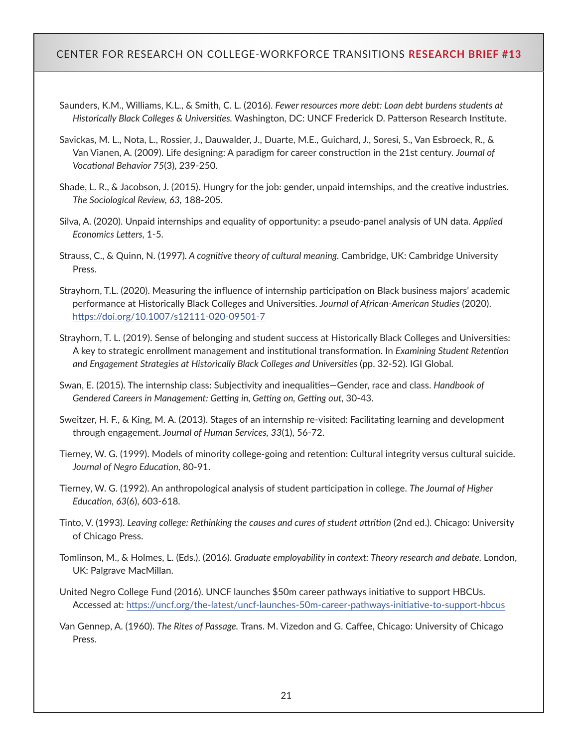Saunders, K.M., Williams, K.L., & Smith, C. L. (2016). *Fewer resources more debt: Loan debt burdens students at Historically Black Colleges & Universities.* Washington, DC: UNCF Frederick D. Patterson Research Institute.

Savickas, M. L., Nota, L., Rossier, J., Dauwalder, J., Duarte, M.E., Guichard, J., Soresi, S., Van Esbroeck, R., & Van Vianen, A. (2009). Life designing: A paradigm for career construction in the 21st century. *Journal of Vocational Behavior 75*(3), 239-250.

Shade, L. R., & Jacobson, J. (2015). Hungry for the job: gender, unpaid internships, and the creative industries. *The Sociological Review, 63*, 188-205.

Silva, A. (2020). Unpaid internships and equality of opportunity: a pseudo-panel analysis of UN data. *Applied Economics Letters*, 1-5.

Strauss, C., & Quinn, N. (1997). *A cognitive theory of cultural meaning.* Cambridge, UK: Cambridge University Press.

Strayhorn, T.L. (2020). Measuring the influence of internship participation on Black business majors' academic performance at Historically Black Colleges and Universities. *Journal of African-American Studies* (2020). https://doi.org/10.1007/s12111-020-09501-7

Strayhorn, T. L. (2019). Sense of belonging and student success at Historically Black Colleges and Universities: A key to strategic enrollment management and institutional transformation. In *Examining Student Retention and Engagement Strategies at Historically Black Colleges and Universities* (pp. 32-52). IGI Global.

Swan, E. (2015). The internship class: Subjectivity and inequalities—Gender, race and class. *Handbook of Gendered Careers in Management: Getting in, Getting on, Getting out,* 30-43.

Sweitzer, H. F., & King, M. A. (2013). Stages of an internship re-visited: Facilitating learning and development through engagement. *Journal of Human Services, 33*(1), 56-72.

Tierney, W. G. (1999). Models of minority college-going and retention: Cultural integrity versus cultural suicide. *Journal of Negro Education*, 80-91.

Tierney, W. G. (1992). An anthropological analysis of student participation in college. *The Journal of Higher Education, 63*(6), 603-618.

Tinto, V. (1993). *Leaving college: Rethinking the causes and cures of student attrition* (2nd ed.). Chicago: University of Chicago Press.

Tomlinson, M., & Holmes, L. (Eds.). (2016). *Graduate employability in context: Theory research and debate.* London, UK: Palgrave MacMillan.

United Negro College Fund (2016). UNCF launches $50m career pathways initiative to support HBCUs. Accessed at: https://uncf.org/the-latest/uncf-launches-50m-career-pathways-initiative-to-support-hbcus

Van Gennep, A. (1960). *The Rites of Passage.* Trans. M. Vizedon and G. Caffee, Chicago: University of Chicago Press.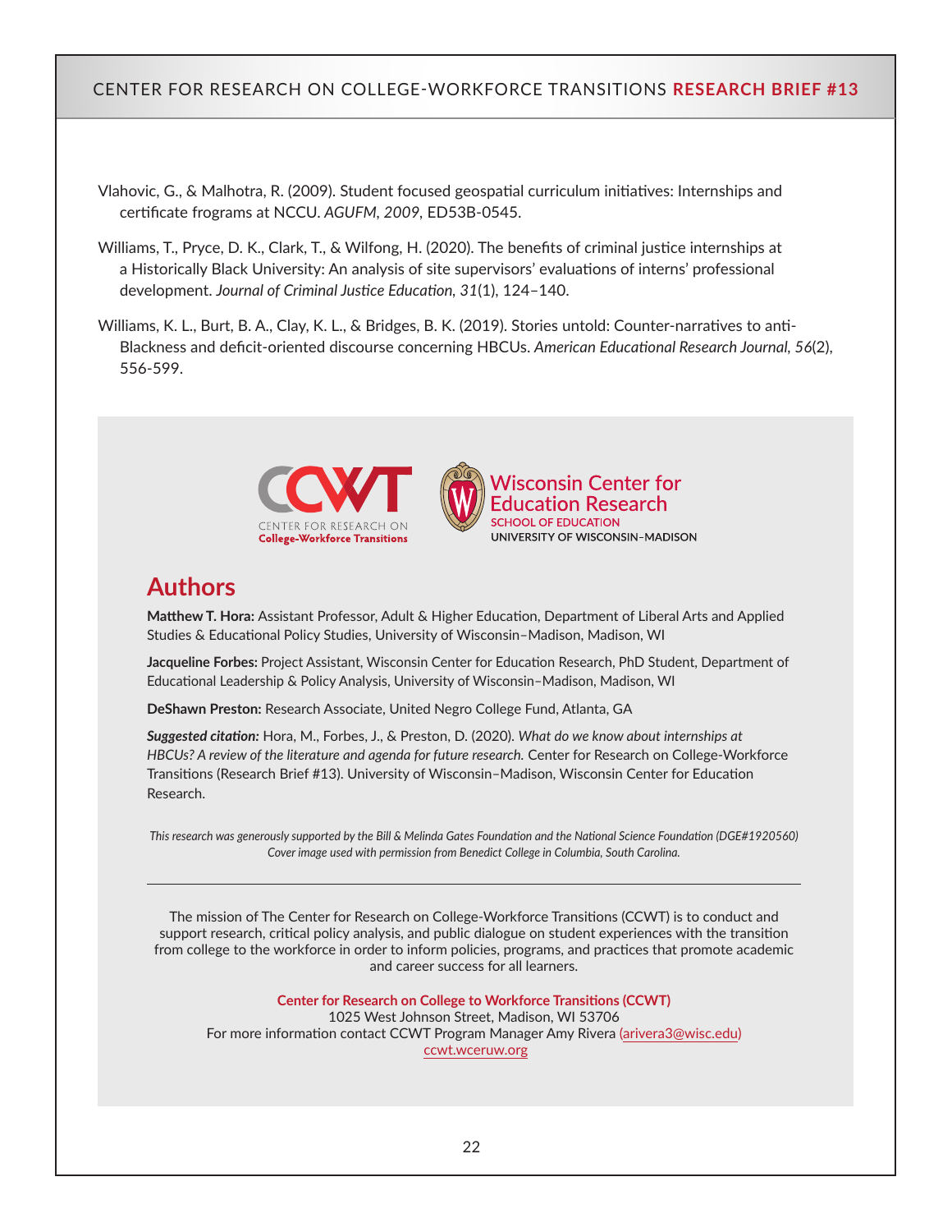Vlahovic, G., & Malhotra, R. (2009). Student focused geospatial curriculum initiatives: Internships and certificate frograms at NCCU. *AGUFM*, *2009*, ED53B-0545.

Williams, T., Pryce, D. K., Clark, T., & Wilfong, H. (2020). The benefits of criminal justice internships at a Historically Black University: An analysis of site supervisors' evaluations of interns' professional development. *Journal of Criminal Justice Education*, *31*(1), 124–140.

Williams, K. L., Burt, B. A., Clay, K. L., & Bridges, B. K. (2019). Stories untold: Counter-narratives to anti-Blackness and deficit-oriented discourse concerning HBCUs. *American Educational Research Journal*, *56*(2), 556-599.

CCWT
CENTER FOR RESEARCH ON
College-Workforce Transitions

Wisconsin Center for Education Research
SCHOOL OF EDUCATION
UNIVERSITY OF WISCONSIN–MADISON

## Authors

**Matthew T. Hora:** Assistant Professor, Adult & Higher Education, Department of Liberal Arts and Applied Studies & Educational Policy Studies, University of Wisconsin–Madison, Madison, WI

**Jacqueline Forbes:** Project Assistant, Wisconsin Center for Education Research, PhD Student, Department of Educational Leadership & Policy Analysis, University of Wisconsin–Madison, Madison, WI

**DeShawn Preston:** Research Associate, United Negro College Fund, Atlanta, GA

***Suggested citation:*** Hora, M., Forbes, J., & Preston, D. (2020). *What do we know about internships at HBCUs? A review of the literature and agenda for future research.* Center for Research on College-Workforce Transitions (Research Brief #13). University of Wisconsin–Madison, Wisconsin Center for Education Research.

*This research was generously supported by the Bill & Melinda Gates Foundation and the National Science Foundation (DGE#1920560)*
*Cover image used with permission from Benedict College in Columbia, South Carolina.*

---

The mission of The Center for Research on College-Workforce Transitions (CCWT) is to conduct and support research, critical policy analysis, and public dialogue on student experiences with the transition from college to the workforce in order to inform policies, programs, and practices that promote academic and career success for all learners.

**Center for Research on College to Workforce Transitions (CCWT)**
1025 West Johnson Street, Madison, WI 53706
For more information contact CCWT Program Manager Amy Rivera (arivera3@wisc.edu)
ccwt.wceruw.org